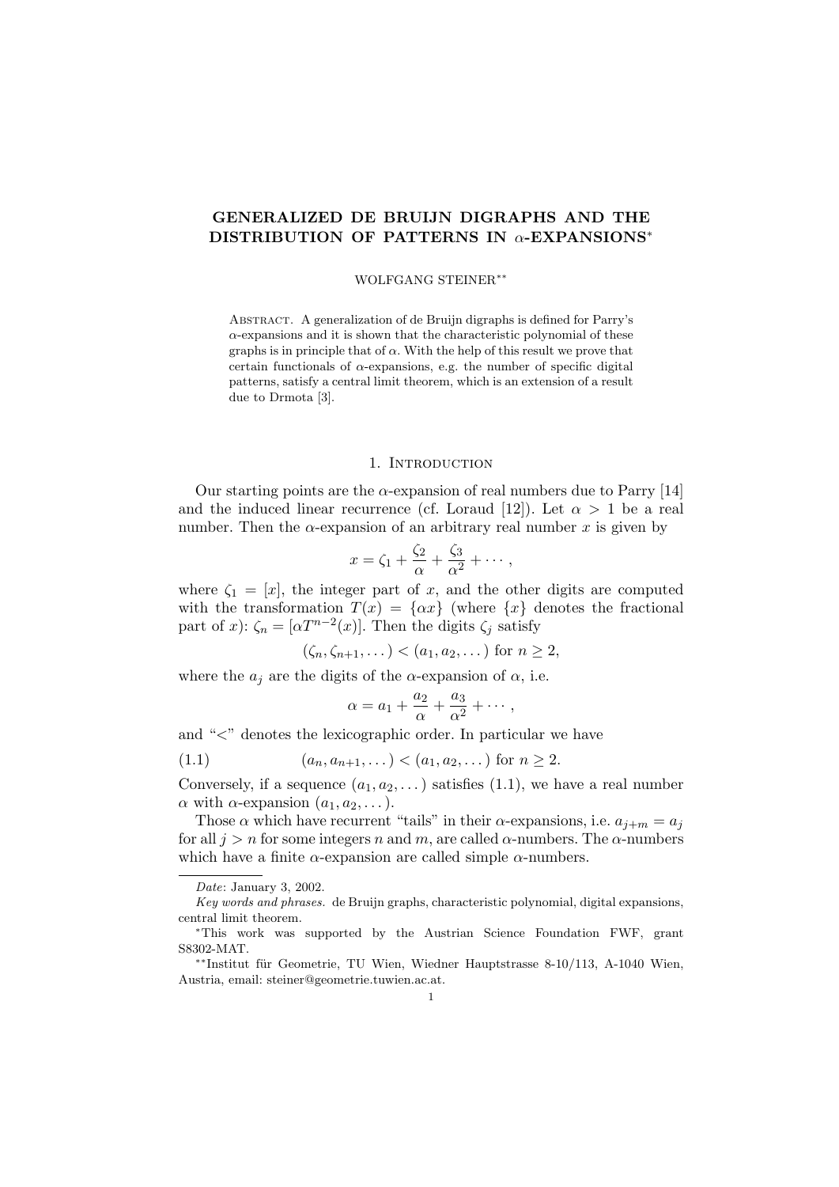# GENERALIZED DE BRUIJN DIGRAPHS AND THE DISTRIBUTION OF PATTERNS IN $\alpha$-EXPANSIONS*

WOLFGANG STEINER**

Abstract. A generalization of de Bruijn digraphs is defined for Parry's $\alpha$-expansions and it is shown that the characteristic polynomial of these graphs is in principle that of $\alpha$. With the help of this result we prove that certain functionals of $\alpha$-expansions, e.g. the number of specific digital patterns, satisfy a central limit theorem, which is an extension of a result due to Drmota [3].

## 1. Introduction

Our starting points are the $\alpha$-expansion of real numbers due to Parry [14] and the induced linear recurrence (cf. Loraud [12]). Let $\alpha > 1$ be a real number. Then the $\alpha$-expansion of an arbitrary real number $x$ is given by

$$x = \zeta_1 + \frac{\zeta_2}{\alpha} + \frac{\zeta_3}{\alpha^2} + \cdots,$$

where $\zeta_1 = [x]$, the integer part of $x$, and the other digits are computed with the transformation $T(x) = \{\alpha x\}$ (where $\{x\}$ denotes the fractional part of $x$): $\zeta_n = [\alpha T^{n-2}(x)]$. Then the digits $\zeta_j$ satisfy

$$(\zeta_n, \zeta_{n+1}, \dots) < (a_1, a_2, \dots) \text{ for } n \geq 2,$$

where the $a_j$ are the digits of the $\alpha$-expansion of $\alpha$, i.e.

$$\alpha = a_1 + \frac{a_2}{\alpha} + \frac{a_3}{\alpha^2} + \cdots,$$

and "$<$" denotes the lexicographic order. In particular we have

$$(a_n, a_{n+1}, \dots) < (a_1, a_2, \dots) \text{ for } n \geq 2. \tag{1.1}$$

Conversely, if a sequence $(a_1, a_2, \dots)$ satisfies (1.1), we have a real number $\alpha$ with $\alpha$-expansion $(a_1, a_2, \dots)$.

Those $\alpha$ which have recurrent "tails" in their $\alpha$-expansions, i.e. $a_{j+m} = a_j$ for all $j > n$ for some integers $n$ and $m$, are called $\alpha$-numbers. The $\alpha$-numbers which have a finite $\alpha$-expansion are called simple $\alpha$-numbers.

---

*Date*: January 3, 2002.

*Key words and phrases.* de Bruijn graphs, characteristic polynomial, digital expansions, central limit theorem.

*This work was supported by the Austrian Science Foundation FWF, grant S8302-MAT.

**Institut für Geometrie, TU Wien, Wiedner Hauptstrasse 8-10/113, A-1040 Wien, Austria, email: steiner@geometrie.tuwien.ac.at.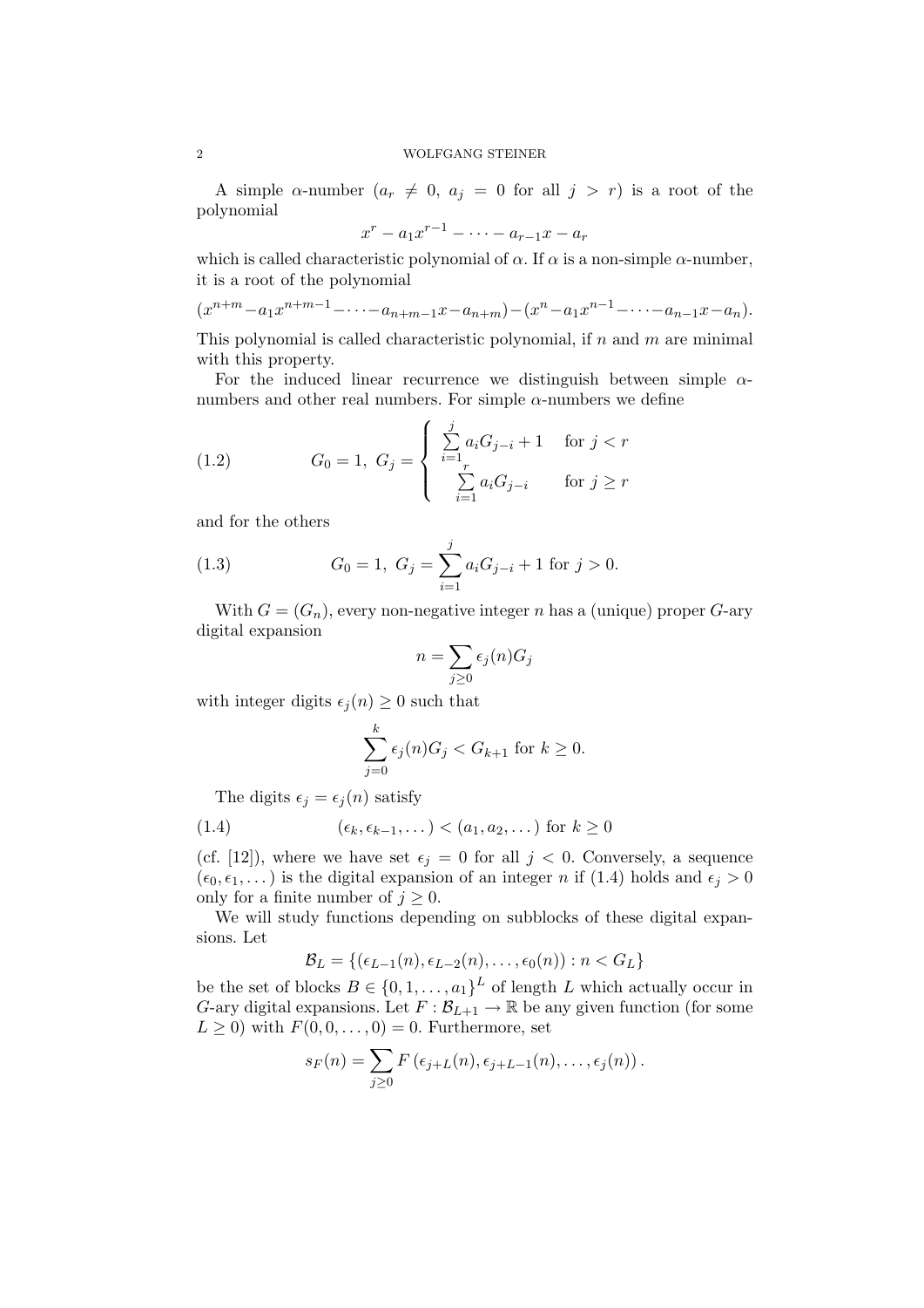A simple $\alpha$-number ($a_r \neq 0$, $a_j = 0$ for all $j > r$) is a root of the polynomial

$$x^r - a_1 x^{r-1} - \cdots - a_{r-1} x - a_r$$

which is called characteristic polynomial of $\alpha$. If $\alpha$ is a non-simple $\alpha$-number, it is a root of the polynomial

$$(x^{n+m} - a_1 x^{n+m-1} - \cdots - a_{n+m-1} x - a_{n+m}) - (x^n - a_1 x^{n-1} - \cdots - a_{n-1} x - a_n).$$

This polynomial is called characteristic polynomial, if $n$ and $m$ are minimal with this property.

For the induced linear recurrence we distinguish between simple $\alpha$-numbers and other real numbers. For simple $\alpha$-numbers we define

$$G_0 = 1,\ G_j = \begin{cases} \sum\limits_{i=1}^{j} a_i G_{j-i} + 1 & \text{for } j < r \\ \sum\limits_{i=1}^{r} a_i G_{j-i} & \text{for } j \geq r \end{cases} \tag{1.2}$$

and for the others

$$G_0 = 1,\ G_j = \sum_{i=1}^{j} a_i G_{j-i} + 1 \text{ for } j > 0. \tag{1.3}$$

With $G = (G_n)$, every non-negative integer $n$ has a (unique) proper $G$-ary digital expansion

$$n = \sum_{j \geq 0} \epsilon_j(n) G_j$$

with integer digits $\epsilon_j(n) \geq 0$ such that

$$\sum_{j=0}^{k} \epsilon_j(n) G_j < G_{k+1} \text{ for } k \geq 0.$$

The digits $\epsilon_j = \epsilon_j(n)$ satisfy

$$(\epsilon_k, \epsilon_{k-1}, \dots) < (a_1, a_2, \dots) \text{ for } k \geq 0 \tag{1.4}$$

(cf. [12]), where we have set $\epsilon_j = 0$ for all $j < 0$. Conversely, a sequence $(\epsilon_0, \epsilon_1, \dots)$ is the digital expansion of an integer $n$ if (1.4) holds and $\epsilon_j > 0$ only for a finite number of $j \geq 0$.

We will study functions depending on subblocks of these digital expansions. Let

$$\mathcal{B}_L = \{(\epsilon_{L-1}(n), \epsilon_{L-2}(n), \dots, \epsilon_0(n)) : n < G_L\}$$

be the set of blocks $B \in \{0, 1, \dots, a_1\}^L$ of length $L$ which actually occur in $G$-ary digital expansions. Let $F : \mathcal{B}_{L+1} \to \mathbb{R}$ be any given function (for some $L \geq 0$) with $F(0, 0, \dots, 0) = 0$. Furthermore, set

$$s_F(n) = \sum_{j \geq 0} F\left(\epsilon_{j+L}(n), \epsilon_{j+L-1}(n), \dots, \epsilon_j(n)\right).$$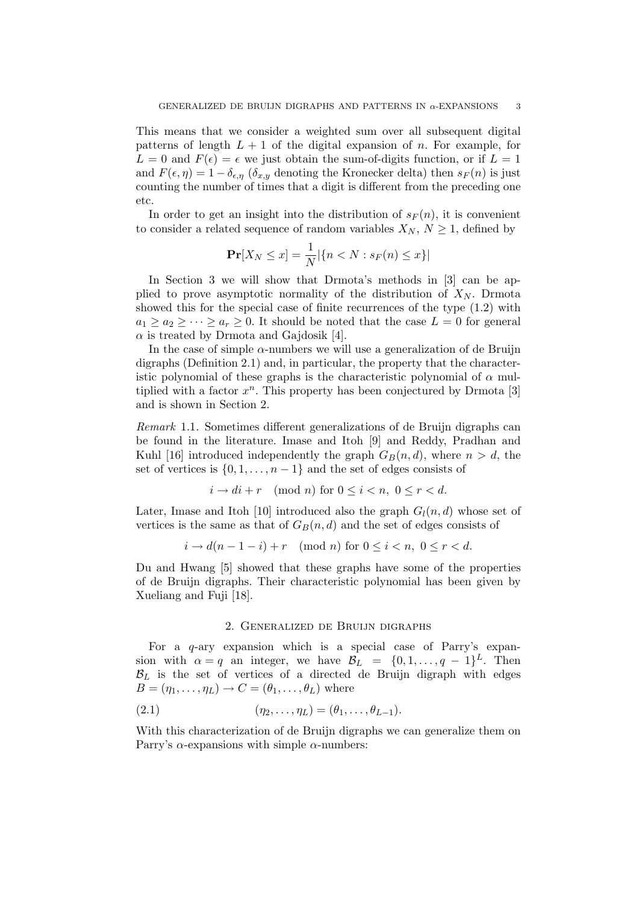This means that we consider a weighted sum over all subsequent digital patterns of length $L+1$ of the digital expansion of $n$. For example, for $L = 0$ and $F(\epsilon) = \epsilon$ we just obtain the sum-of-digits function, or if $L = 1$ and $F(\epsilon, \eta) = 1 - \delta_{\epsilon,\eta}$ ($\delta_{x,y}$ denoting the Kronecker delta) then $s_F(n)$ is just counting the number of times that a digit is different from the preceding one etc.

In order to get an insight into the distribution of $s_F(n)$, it is convenient to consider a related sequence of random variables $X_N$, $N \geq 1$, defined by

$$\mathbf{Pr}[X_N \leq x] = \frac{1}{N}|\{n < N : s_F(n) \leq x\}|$$

In Section 3 we will show that Drmota's methods in [3] can be applied to prove asymptotic normality of the distribution of $X_N$. Drmota showed this for the special case of finite recurrences of the type (1.2) with $a_1 \geq a_2 \geq \cdots \geq a_r \geq 0$. It should be noted that the case $L = 0$ for general $\alpha$ is treated by Drmota and Gajdosik [4].

In the case of simple $\alpha$-numbers we will use a generalization of de Bruijn digraphs (Definition 2.1) and, in particular, the property that the characteristic polynomial of these graphs is the characteristic polynomial of $\alpha$ multiplied with a factor $x^n$. This property has been conjectured by Drmota [3] and is shown in Section 2.

*Remark* 1.1. Sometimes different generalizations of de Bruijn digraphs can be found in the literature. Imase and Itoh [9] and Reddy, Pradhan and Kuhl [16] introduced independently the graph $G_B(n, d)$, where $n > d$, the set of vertices is $\{0, 1, \ldots, n-1\}$ and the set of edges consists of

$$i \to di + r \pmod{n} \text{ for } 0 \leq i < n,\ 0 \leq r < d.$$

Later, Imase and Itoh [10] introduced also the graph $G_l(n, d)$ whose set of vertices is the same as that of $G_B(n, d)$ and the set of edges consists of

$$i \to d(n-1-i) + r \pmod{n} \text{ for } 0 \leq i < n,\ 0 \leq r < d.$$

Du and Hwang [5] showed that these graphs have some of the properties of de Bruijn digraphs. Their characteristic polynomial has been given by Xueliang and Fuji [18].

## 2. Generalized de Bruijn digraphs

For a $q$-ary expansion which is a special case of Parry's expansion with $\alpha = q$ an integer, we have $\mathcal{B}_L = \{0, 1, \ldots, q-1\}^L$. Then $\mathcal{B}_L$ is the set of vertices of a directed de Bruijn digraph with edges $B = (\eta_1, \ldots, \eta_L) \to C = (\theta_1, \ldots, \theta_L)$ where

$$(\eta_2, \ldots, \eta_L) = (\theta_1, \ldots, \theta_{L-1}). \tag{2.1}$$

With this characterization of de Bruijn digraphs we can generalize them on Parry's $\alpha$-expansions with simple $\alpha$-numbers: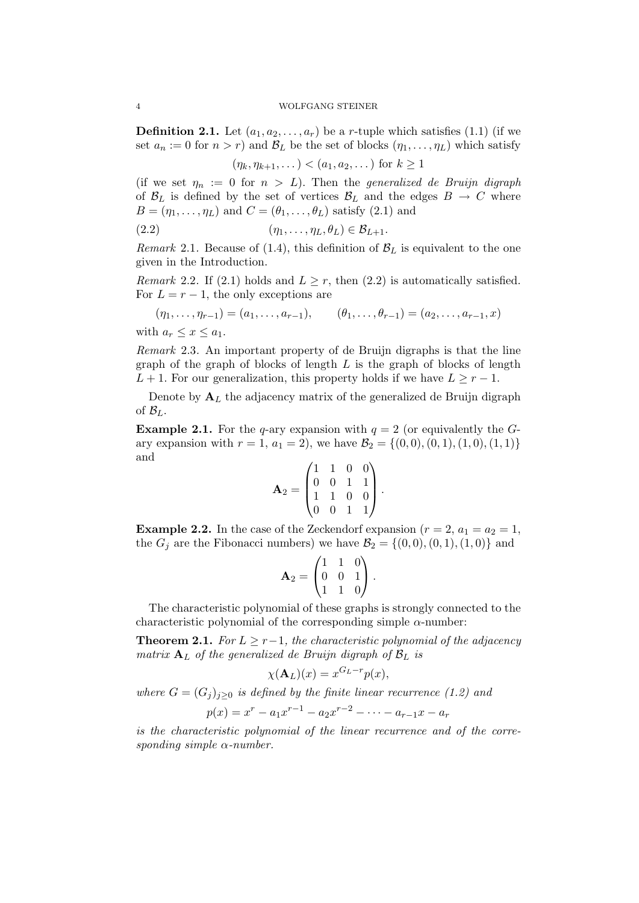**Definition 2.1.** Let $(a_1, a_2, \dots, a_r)$ be a $r$-tuple which satisfies (1.1) (if we set $a_n := 0$ for $n > r$) and $\mathcal{B}_L$ be the set of blocks $(\eta_1, \dots, \eta_L)$ which satisfy

$$(\eta_k, \eta_{k+1}, \dots) < (a_1, a_2, \dots) \text{ for } k \geq 1$$

(if we set $\eta_n := 0$ for $n > L$). Then the *generalized de Bruijn digraph* of $\mathcal{B}_L$ is defined by the set of vertices $\mathcal{B}_L$ and the edges $B \to C$ where $B = (\eta_1, \dots, \eta_L)$ and $C = (\theta_1, \dots, \theta_L)$ satisfy (2.1) and

$$(\eta_1, \dots, \eta_L, \theta_L) \in \mathcal{B}_{L+1}. \tag{2.2}$$

*Remark* 2.1. Because of (1.4), this definition of $\mathcal{B}_L$ is equivalent to the one given in the Introduction.

*Remark* 2.2. If (2.1) holds and $L \geq r$, then (2.2) is automatically satisfied. For $L = r-1$, the only exceptions are

$$(\eta_1, \dots, \eta_{r-1}) = (a_1, \dots, a_{r-1}), \qquad (\theta_1, \dots, \theta_{r-1}) = (a_2, \dots, a_{r-1}, x)$$

with $a_r \leq x \leq a_1$.

*Remark* 2.3. An important property of de Bruijn digraphs is that the line graph of the graph of blocks of length $L$ is the graph of blocks of length $L+1$. For our generalization, this property holds if we have $L \geq r-1$.

Denote by $\mathbf{A}_L$ the adjacency matrix of the generalized de Bruijn digraph of $\mathcal{B}_L$.

**Example 2.1.** For the $q$-ary expansion with $q = 2$ (or equivalently the $G$-ary expansion with $r = 1$, $a_1 = 2$), we have $\mathcal{B}_2 = \{(0,0), (0,1), (1,0), (1,1)\}$ and

$$\mathbf{A}_2 = \begin{pmatrix} 1 & 1 & 0 & 0 \\ 0 & 0 & 1 & 1 \\ 1 & 1 & 0 & 0 \\ 0 & 0 & 1 & 1 \end{pmatrix}.$$

**Example 2.2.** In the case of the Zeckendorf expansion ($r = 2$, $a_1 = a_2 = 1$, the $G_j$ are the Fibonacci numbers) we have $\mathcal{B}_2 = \{(0,0), (0,1), (1,0)\}$ and

$$\mathbf{A}_2 = \begin{pmatrix} 1 & 1 & 0 \\ 0 & 0 & 1 \\ 1 & 1 & 0 \end{pmatrix}.$$

The characteristic polynomial of these graphs is strongly connected to the characteristic polynomial of the corresponding simple $\alpha$-number:

**Theorem 2.1.** *For $L \geq r-1$, the characteristic polynomial of the adjacency matrix $\mathbf{A}_L$ of the generalized de Bruijn digraph of $\mathcal{B}_L$ is*

$$\chi(\mathbf{A}_L)(x) = x^{G_L - r} p(x),$$

*where $G = (G_j)_{j \geq 0}$ is defined by the finite linear recurrence (1.2) and*

$$p(x) = x^r - a_1 x^{r-1} - a_2 x^{r-2} - \dots - a_{r-1} x - a_r$$

*is the characteristic polynomial of the linear recurrence and of the corresponding simple $\alpha$-number.*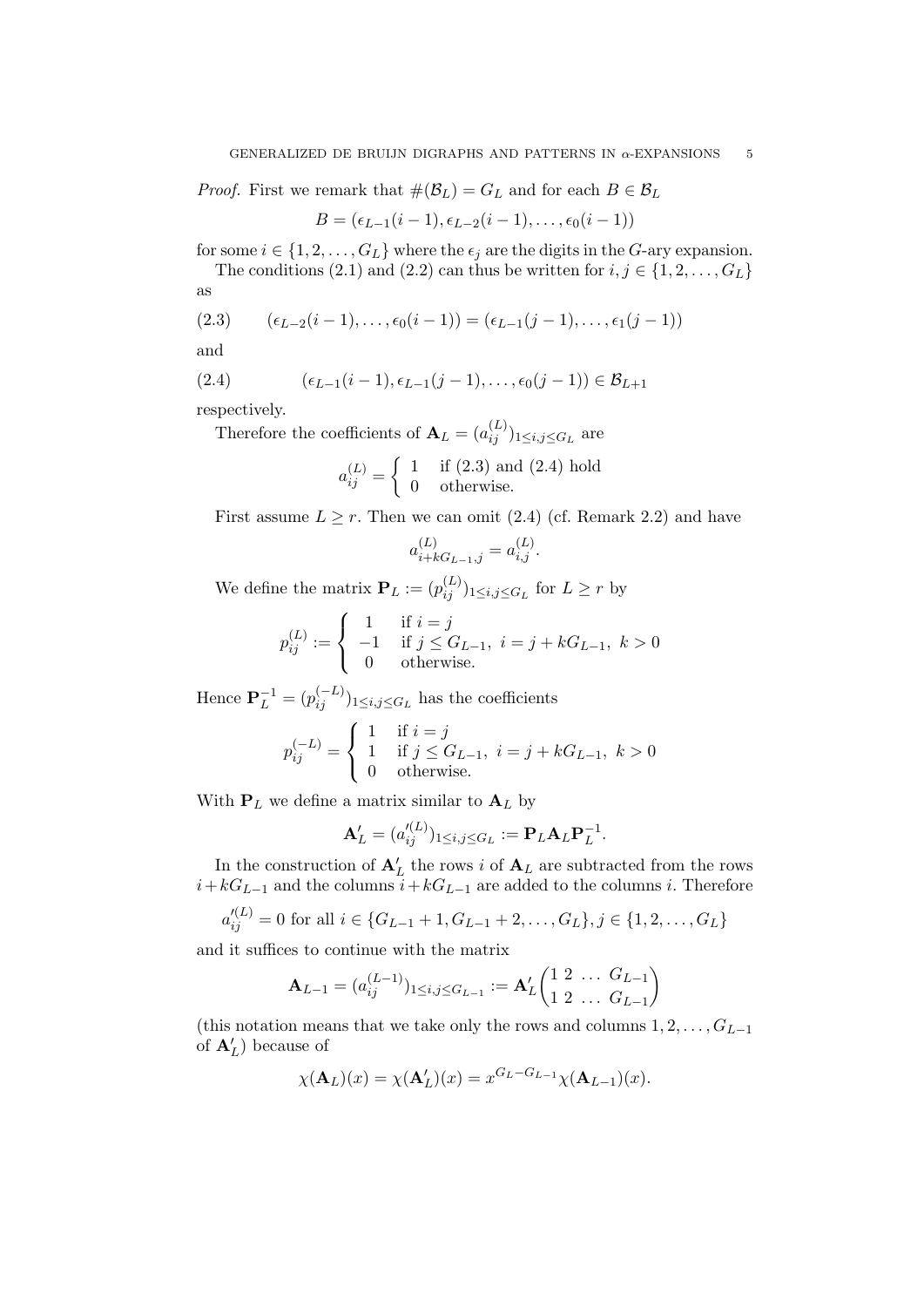*Proof.* First we remark that $\#(\mathcal{B}_L) = G_L$ and for each $B \in \mathcal{B}_L$

$$B = (\epsilon_{L-1}(i-1), \epsilon_{L-2}(i-1), \dots, \epsilon_0(i-1))$$

for some $i \in \{1, 2, \dots, G_L\}$ where the $\epsilon_j$ are the digits in the $G$-ary expansion.

The conditions (2.1) and (2.2) can thus be written for $i, j \in \{1, 2, \dots, G_L\}$ as

$$(\epsilon_{L-2}(i-1), \dots, \epsilon_0(i-1)) = (\epsilon_{L-1}(j-1), \dots, \epsilon_1(j-1)) \tag{2.3}$$

and

$$(\epsilon_{L-1}(i-1), \epsilon_{L-1}(j-1), \dots, \epsilon_0(j-1)) \in \mathcal{B}_{L+1} \tag{2.4}$$

respectively.

Therefore the coefficients of $\mathbf{A}_L = (a_{ij}^{(L)})_{1 \le i,j \le G_L}$ are

$$a_{ij}^{(L)} = \begin{cases} 1 & \text{if (2.3) and (2.4) hold} \\ 0 & \text{otherwise.} \end{cases}$$

First assume $L \ge r$. Then we can omit (2.4) (cf. Remark 2.2) and have

$$a_{i+kG_{L-1},j}^{(L)} = a_{i,j}^{(L)}.$$

We define the matrix $\mathbf{P}_L := (p_{ij}^{(L)})_{1 \le i,j \le G_L}$ for $L \ge r$ by

$$p_{ij}^{(L)} := \begin{cases} 1 & \text{if } i = j \\ -1 & \text{if } j \le G_{L-1},\ i = j + kG_{L-1},\ k > 0 \\ 0 & \text{otherwise.} \end{cases}$$

Hence $\mathbf{P}_L^{-1} = (p_{ij}^{(-L)})_{1 \le i,j \le G_L}$ has the coefficients

$$p_{ij}^{(-L)} = \begin{cases} 1 & \text{if } i = j \\ 1 & \text{if } j \le G_{L-1},\ i = j + kG_{L-1},\ k > 0 \\ 0 & \text{otherwise.} \end{cases}$$

With $\mathbf{P}_L$ we define a matrix similar to $\mathbf{A}_L$ by

$$\mathbf{A}'_L = (a'^{(L)}_{ij})_{1 \le i,j \le G_L} := \mathbf{P}_L \mathbf{A}_L \mathbf{P}_L^{-1}.$$

In the construction of $\mathbf{A}'_L$ the rows $i$ of $\mathbf{A}_L$ are subtracted from the rows $i + kG_{L-1}$ and the columns $i + kG_{L-1}$ are added to the columns $i$. Therefore

$$a'^{(L)}_{ij} = 0 \text{ for all } i \in \{G_{L-1}+1, G_{L-1}+2, \dots, G_L\}, j \in \{1, 2, \dots, G_L\}$$

and it suffices to continue with the matrix

$$\mathbf{A}_{L-1} = (a_{ij}^{(L-1)})_{1 \le i,j \le G_{L-1}} := \mathbf{A}'_L \begin{pmatrix} 1 & 2 & \dots & G_{L-1} \\ 1 & 2 & \dots & G_{L-1} \end{pmatrix}$$

(this notation means that we take only the rows and columns $1, 2, \dots, G_{L-1}$ of $\mathbf{A}'_L$) because of

$$\chi(\mathbf{A}_L)(x) = \chi(\mathbf{A}'_L)(x) = x^{G_L - G_{L-1}} \chi(\mathbf{A}_{L-1})(x).$$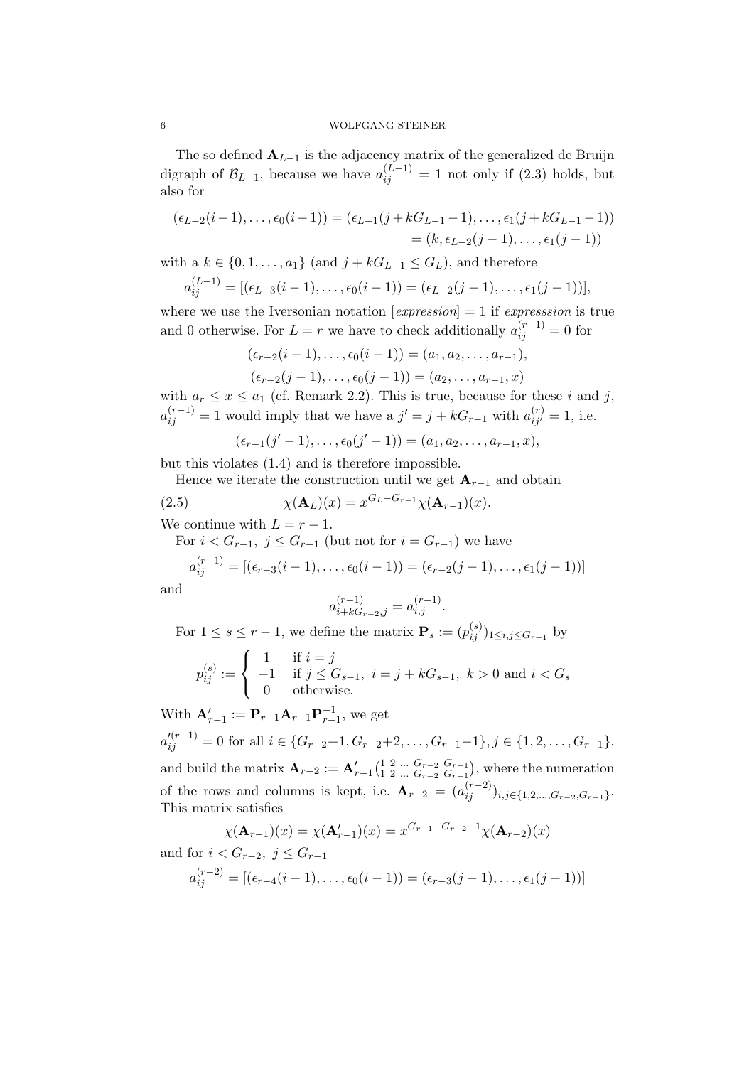The so defined $\mathbf{A}_{L-1}$ is the adjacency matrix of the generalized de Bruijn digraph of $\mathcal{B}_{L-1}$, because we have $a_{ij}^{(L-1)} = 1$ not only if (2.3) holds, but also for

$$\begin{aligned}(\epsilon_{L-2}(i-1),\ldots,\epsilon_0(i-1)) &= (\epsilon_{L-1}(j+kG_{L-1}-1),\ldots,\epsilon_1(j+kG_{L-1}-1)) \\ &= (k,\epsilon_{L-2}(j-1),\ldots,\epsilon_1(j-1))\end{aligned}$$

with a $k \in \{0,1,\ldots,a_1\}$ (and $j + kG_{L-1} \le G_L$), and therefore

$$a_{ij}^{(L-1)} = [(\epsilon_{L-3}(i-1),\ldots,\epsilon_0(i-1)) = (\epsilon_{L-2}(j-1),\ldots,\epsilon_1(j-1))],$$

where we use the Iversonian notation $[expression] = 1$ if *expresssion* is true and 0 otherwise. For $L = r$ we have to check additionally $a_{ij}^{(r-1)} = 0$ for

$$\begin{aligned}(\epsilon_{r-2}(i-1),\ldots,\epsilon_0(i-1)) &= (a_1,a_2,\ldots,a_{r-1}),\\ (\epsilon_{r-2}(j-1),\ldots,\epsilon_0(j-1)) &= (a_2,\ldots,a_{r-1},x)\end{aligned}$$

with $a_r \le x \le a_1$ (cf. Remark 2.2). This is true, because for these $i$ and $j$, $a_{ij}^{(r-1)} = 1$ would imply that we have a $j' = j + kG_{r-1}$ with $a_{ij'}^{(r)} = 1$, i.e.

$$(\epsilon_{r-1}(j'-1),\ldots,\epsilon_0(j'-1)) = (a_1,a_2,\ldots,a_{r-1},x),$$

but this violates (1.4) and is therefore impossible.

Hence we iterate the construction until we get $\mathbf{A}_{r-1}$ and obtain

$$\chi(\mathbf{A}_L)(x) = x^{G_L - G_{r-1}}\chi(\mathbf{A}_{r-1})(x). \tag{2.5}$$

We continue with $L = r-1$.

For $i < G_{r-1},\ j \le G_{r-1}$ (but not for $i = G_{r-1}$) we have

$$a_{ij}^{(r-1)} = [(\epsilon_{r-3}(i-1),\ldots,\epsilon_0(i-1)) = (\epsilon_{r-2}(j-1),\ldots,\epsilon_1(j-1))]$$

and

$$a_{i+kG_{r-2},j}^{(r-1)} = a_{i,j}^{(r-1)}.$$

For $1 \le s \le r-1$, we define the matrix $\mathbf{P}_s := (p_{ij}^{(s)})_{1\le i,j\le G_{r-1}}$ by

$$p_{ij}^{(s)} := \begin{cases} 1 & \text{if } i = j \\ -1 & \text{if } j \le G_{s-1},\ i = j + kG_{s-1},\ k > 0 \text{ and } i < G_s \\ 0 & \text{otherwise.}\end{cases}$$

With $\mathbf{A}'_{r-1} := \mathbf{P}_{r-1}\mathbf{A}_{r-1}\mathbf{P}_{r-1}^{-1}$, we get

$a_{ij}'^{(r-1)} = 0$ for all $i \in \{G_{r-2}+1, G_{r-2}+2,\ldots,G_{r-1}-1\}, j \in \{1,2,\ldots,G_{r-1}\}$.

and build the matrix $\mathbf{A}_{r-2} := \mathbf{A}'_{r-1}\binom{1\ 2\ \ldots\ G_{r-2}\ G_{r-1}}{1\ 2\ \ldots\ G_{r-2}\ G_{r-1}}$, where the numeration of the rows and columns is kept, i.e. $\mathbf{A}_{r-2} = (a_{ij}^{(r-2)})_{i,j\in\{1,2,\ldots,G_{r-2},G_{r-1}\}}$. This matrix satisfies

$$\chi(\mathbf{A}_{r-1})(x) = \chi(\mathbf{A}'_{r-1})(x) = x^{G_{r-1}-G_{r-2}-1}\chi(\mathbf{A}_{r-2})(x)$$

and for $i < G_{r-2},\ j \le G_{r-1}$

$$a_{ij}^{(r-2)} = [(\epsilon_{r-4}(i-1),\ldots,\epsilon_0(i-1)) = (\epsilon_{r-3}(j-1),\ldots,\epsilon_1(j-1))]$$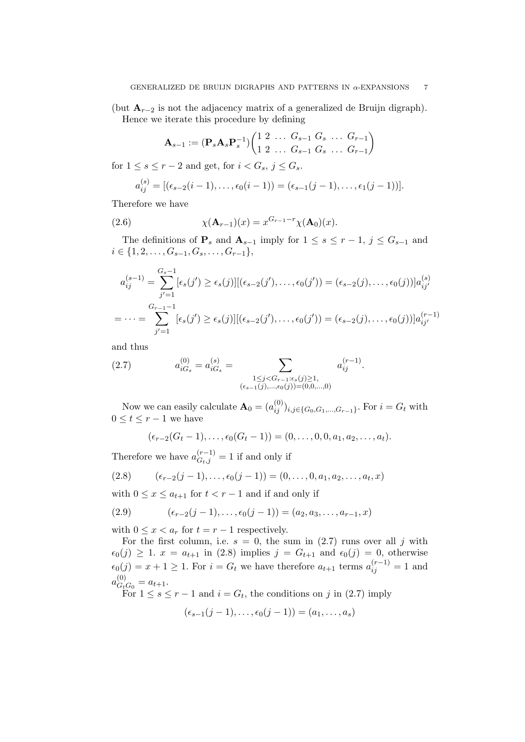(but $\mathbf{A}_{r-2}$ is not the adjacency matrix of a generalized de Bruijn digraph).

Hence we iterate this procedure by defining

$$\mathbf{A}_{s-1} := (\mathbf{P}_s \mathbf{A}_s \mathbf{P}_s^{-1}) \begin{pmatrix} 1 & 2 & \dots & G_{s-1} & G_s & \dots & G_{r-1} \\ 1 & 2 & \dots & G_{s-1} & G_s & \dots & G_{r-1} \end{pmatrix}$$

for $1 \le s \le r-2$ and get, for $i < G_s$, $j \le G_s$.

$$a_{ij}^{(s)} = [(\epsilon_{s-2}(i-1), \dots, \epsilon_0(i-1)) = (\epsilon_{s-1}(j-1), \dots, \epsilon_1(j-1))].$$

Therefore we have

$$\chi(\mathbf{A}_{r-1})(x) = x^{G_{r-1}-r} \chi(\mathbf{A}_0)(x). \tag{2.6}$$

The definitions of $\mathbf{P}_s$ and $\mathbf{A}_{s-1}$ imply for $1 \le s \le r-1$, $j \le G_{s-1}$ and $i \in \{1, 2, \dots, G_{s-1}, G_s, \dots, G_{r-1}\}$,

$$a_{ij}^{(s-1)} = \sum_{j'=1}^{G_s - 1} [\epsilon_s(j') \ge \epsilon_s(j)][(\epsilon_{s-2}(j'), \dots, \epsilon_0(j')) = (\epsilon_{s-2}(j), \dots, \epsilon_0(j))] a_{ij'}^{(s)}$$

$$= \dots = \sum_{j'=1}^{G_{r-1}-1} [\epsilon_s(j') \ge \epsilon_s(j)][(\epsilon_{s-2}(j'), \dots, \epsilon_0(j')) = (\epsilon_{s-2}(j), \dots, \epsilon_0(j))] a_{ij'}^{(r-1)}$$

and thus

$$a_{iG_s}^{(0)} = a_{iG_s}^{(s)} = \sum_{\substack{1 \le j < G_{r-1} : \epsilon_s(j) \ge 1, \\ (\epsilon_{s-1}(j), \dots, \epsilon_0(j)) = (0,0,\dots,0)}} a_{ij}^{(r-1)}. \tag{2.7}$$

Now we can easily calculate $\mathbf{A}_0 = (a_{ij}^{(0)})_{i,j \in \{G_0, G_1, \dots, G_{r-1}\}}$. For $i = G_t$ with $0 \le t \le r-1$ we have

$$(\epsilon_{r-2}(G_t - 1), \dots, \epsilon_0(G_t - 1)) = (0, \dots, 0, 0, a_1, a_2, \dots, a_t).$$

Therefore we have $a_{G_t,j}^{(r-1)} = 1$ if and only if

$$(\epsilon_{r-2}(j-1), \dots, \epsilon_0(j-1)) = (0, \dots, 0, a_1, a_2, \dots, a_t, x) \tag{2.8}$$

with $0 \le x \le a_{t+1}$ for $t < r-1$ and if and only if

$$(\epsilon_{r-2}(j-1), \dots, \epsilon_0(j-1)) = (a_2, a_3, \dots, a_{r-1}, x) \tag{2.9}$$

with $0 \le x < a_r$ for $t = r-1$ respectively.

For the first column, i.e. $s = 0$, the sum in (2.7) runs over all $j$ with $\epsilon_0(j) \ge 1$. $x = a_{t+1}$ in (2.8) implies $j = G_{t+1}$ and $\epsilon_0(j) = 0$, otherwise $\epsilon_0(j) = x + 1 \ge 1$. For $i = G_t$ we have therefore $a_{t+1}$ terms $a_{ij}^{(r-1)} = 1$ and $a_{G_t G_0}^{(0)} = a_{t+1}$.

For $1 \le s \le r-1$ and $i = G_t$, the conditions on $j$ in (2.7) imply

$$(\epsilon_{s-1}(j-1), \dots, \epsilon_0(j-1)) = (a_1, \dots, a_s)$$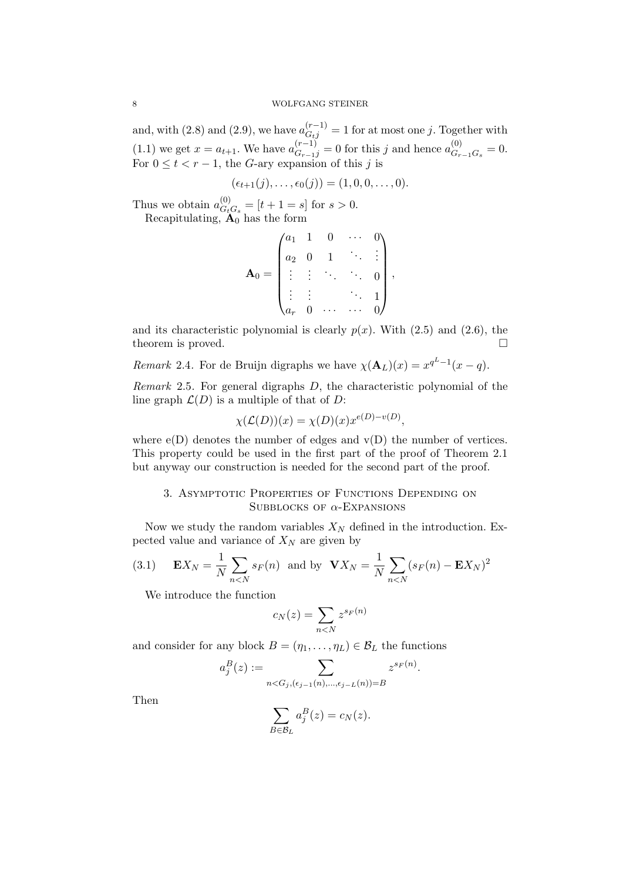and, with (2.8) and (2.9), we have $a^{(r-1)}_{G_t j} = 1$ for at most one $j$. Together with (1.1) we get $x = a_{t+1}$. We have $a^{(r-1)}_{G_{r-1} j} = 0$ for this $j$ and hence $a^{(0)}_{G_{r-1} G_s} = 0$. For $0 \le t < r-1$, the $G$-ary expansion of this $j$ is

$$(\epsilon_{t+1}(j), \dots, \epsilon_0(j)) = (1, 0, 0, \dots, 0).$$

Thus we obtain $a^{(0)}_{G_t G_s} = [t+1 = s]$ for $s > 0$.

Recapitulating, $\mathbf{A}_0$ has the form

$$\mathbf{A}_0 = \begin{pmatrix} a_1 & 1 & 0 & \cdots & 0 \\ a_2 & 0 & 1 & \ddots & \vdots \\ \vdots & \vdots & \ddots & \ddots & 0 \\ \vdots & \vdots & & \ddots & 1 \\ a_r & 0 & \cdots & \cdots & 0 \end{pmatrix},$$

and its characteristic polynomial is clearly $p(x)$. With (2.5) and (2.6), the theorem is proved. $\square$

*Remark* 2.4. For de Bruijn digraphs we have $\chi(\mathbf{A}_L)(x) = x^{q^L - 1}(x - q)$.

*Remark* 2.5. For general digraphs $D$, the characteristic polynomial of the line graph $\mathcal{L}(D)$ is a multiple of that of $D$:

$$\chi(\mathcal{L}(D))(x) = \chi(D)(x) x^{e(D) - v(D)},$$

where e(D) denotes the number of edges and v(D) the number of vertices. This property could be used in the first part of the proof of Theorem 2.1 but anyway our construction is needed for the second part of the proof.

## 3. Asymptotic Properties of Functions Depending on Subblocks of $\alpha$-Expansions

Now we study the random variables $X_N$ defined in the introduction. Expected value and variance of $X_N$ are given by

$$\mathbf{E} X_N = \frac{1}{N} \sum_{n<N} s_F(n) \quad \text{and by} \quad \mathbf{V} X_N = \frac{1}{N} \sum_{n<N} (s_F(n) - \mathbf{E} X_N)^2 \tag{3.1}$$

We introduce the function

$$c_N(z) = \sum_{n<N} z^{s_F(n)}$$

and consider for any block $B = (\eta_1, \dots, \eta_L) \in \mathcal{B}_L$ the functions

$$a^B_j(z) := \sum_{n<G_j, (\epsilon_{j-1}(n), \dots, \epsilon_{j-L}(n)) = B} z^{s_F(n)}.$$

Then

$$\sum_{B \in \mathcal{B}_L} a^B_j(z) = c_N(z).$$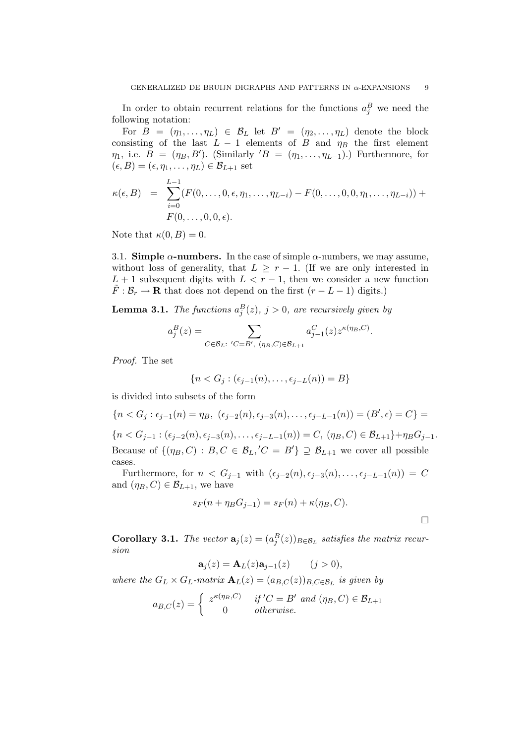In order to obtain recurrent relations for the functions $a_j^B$ we need the following notation:

For $B = (\eta_1, \ldots, \eta_L) \in \mathcal{B}_L$ let $B' = (\eta_2, \ldots, \eta_L)$ denote the block consisting of the last $L-1$ elements of $B$ and $\eta_B$ the first element $\eta_1$, i.e. $B = (\eta_B, B')$. (Similarly $'B = (\eta_1, \ldots, \eta_{L-1})$.) Furthermore, for $(\epsilon, B) = (\epsilon, \eta_1, \ldots, \eta_L) \in \mathcal{B}_{L+1}$ set

$$\begin{aligned}\kappa(\epsilon, B) &= \sum_{i=0}^{L-1} (F(0, \ldots, 0, \epsilon, \eta_1, \ldots, \eta_{L-i}) - F(0, \ldots, 0, 0, \eta_1, \ldots, \eta_{L-i})) + \\ &\quad F(0, \ldots, 0, 0, \epsilon).\end{aligned}$$

Note that $\kappa(0, B) = 0$.

## 3.1. Simple $\alpha$-numbers.

In the case of simple $\alpha$-numbers, we may assume, without loss of generality, that $L \geq r-1$. (If we are only interested in $L+1$ subsequent digits with $L < r-1$, then we consider a new function $\tilde{F} : \mathcal{B}_r \to \mathbf{R}$ that does not depend on the first $(r-L-1)$ digits.)

**Lemma 3.1.** *The functions $a_j^B(z)$, $j > 0$, are recursively given by*

$$a_j^B(z) = \sum_{C \in \mathcal{B}_L:\ 'C = B',\ (\eta_B, C) \in \mathcal{B}_{L+1}} a_{j-1}^C(z) z^{\kappa(\eta_B, C)}.$$

*Proof.* The set

$$\{n < G_j : (\epsilon_{j-1}(n), \ldots, \epsilon_{j-L}(n)) = B\}$$

is divided into subsets of the form

$$\{n < G_j : \epsilon_{j-1}(n) = \eta_B,\ (\epsilon_{j-2}(n), \epsilon_{j-3}(n), \ldots, \epsilon_{j-L-1}(n)) = (B', \epsilon) = C\} =$$

$$\{n < G_{j-1} : (\epsilon_{j-2}(n), \epsilon_{j-3}(n), \ldots, \epsilon_{j-L-1}(n)) = C,\ (\eta_B, C) \in \mathcal{B}_{L+1}\} + \eta_B G_{j-1}.$$

Because of $\{(\eta_B, C) : B, C \in \mathcal{B}_L, 'C = B'\} \supseteq \mathcal{B}_{L+1}$ we cover all possible cases.

Furthermore, for $n < G_{j-1}$ with $(\epsilon_{j-2}(n), \epsilon_{j-3}(n), \ldots, \epsilon_{j-L-1}(n)) = C$ and $(\eta_B, C) \in \mathcal{B}_{L+1}$, we have

$$s_F(n + \eta_B G_{j-1}) = s_F(n) + \kappa(\eta_B, C).$$

$\square$

**Corollary 3.1.** *The vector $\mathbf{a}_j(z) = (a_j^B(z))_{B \in \mathcal{B}_L}$ satisfies the matrix recursion*

$$\mathbf{a}_j(z) = \mathbf{A}_L(z)\mathbf{a}_{j-1}(z) \qquad (j > 0),$$

*where the $G_L \times G_L$-matrix $\mathbf{A}_L(z) = (a_{B,C}(z))_{B,C \in \mathcal{B}_L}$ is given by*

$$a_{B,C}(z) = \begin{cases} z^{\kappa(\eta_B, C)} & \text{if } 'C = B' \text{ and } (\eta_B, C) \in \mathcal{B}_{L+1} \\ 0 & \text{otherwise.} \end{cases}$$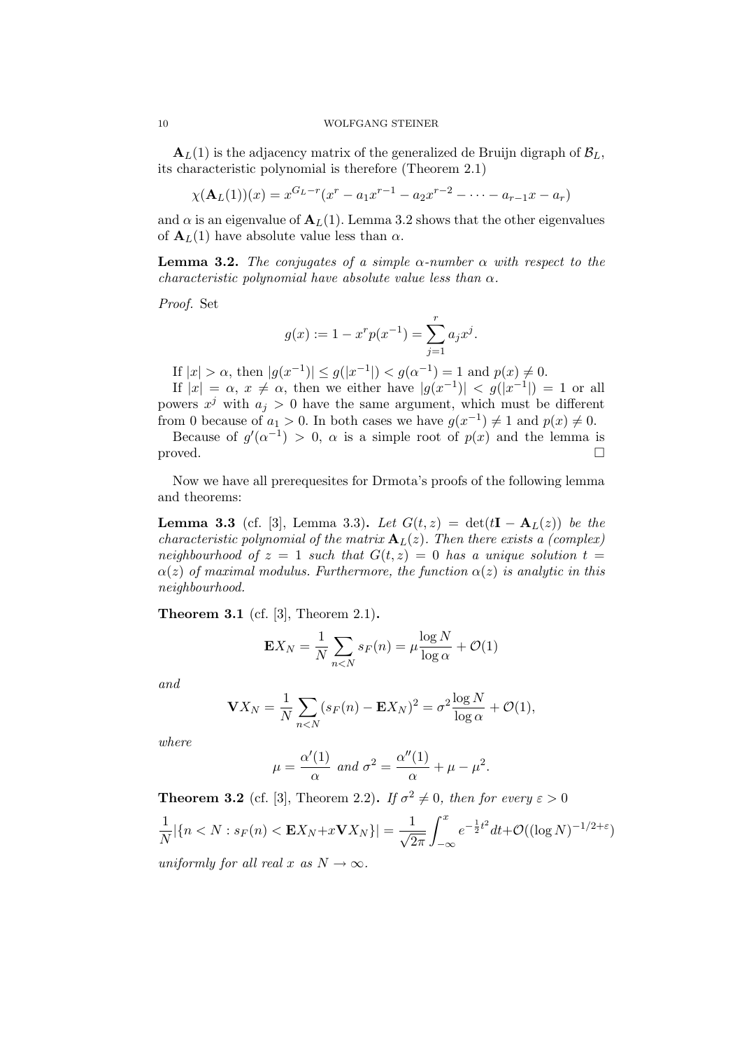$\mathbf{A}_L(1)$ is the adjacency matrix of the generalized de Bruijn digraph of $\mathcal{B}_L$, its characteristic polynomial is therefore (Theorem 2.1)

$$\chi(\mathbf{A}_L(1))(x) = x^{G_L - r}(x^r - a_1 x^{r-1} - a_2 x^{r-2} - \cdots - a_{r-1}x - a_r)$$

and $\alpha$ is an eigenvalue of $\mathbf{A}_L(1)$. Lemma 3.2 shows that the other eigenvalues of $\mathbf{A}_L(1)$ have absolute value less than $\alpha$.

**Lemma 3.2.** *The conjugates of a simple $\alpha$-number $\alpha$ with respect to the characteristic polynomial have absolute value less than $\alpha$.*

*Proof.* Set

$$g(x) := 1 - x^r p(x^{-1}) = \sum_{j=1}^{r} a_j x^j.$$

If $|x| > \alpha$, then $|g(x^{-1})| \le g(|x^{-1}|) < g(\alpha^{-1}) = 1$ and $p(x) \neq 0$.

If $|x| = \alpha$, $x \neq \alpha$, then we either have $|g(x^{-1})| < g(|x^{-1}|) = 1$ or all powers $x^j$ with $a_j > 0$ have the same argument, which must be different from 0 because of $a_1 > 0$. In both cases we have $g(x^{-1}) \neq 1$ and $p(x) \neq 0$.

Because of $g'(\alpha^{-1}) > 0$, $\alpha$ is a simple root of $p(x)$ and the lemma is proved. $\square$

Now we have all prerequesites for Drmota's proofs of the following lemma and theorems:

**Lemma 3.3** (cf. [3], Lemma 3.3)**.** *Let $G(t,z) = \det(t\mathbf{I} - \mathbf{A}_L(z))$ be the characteristic polynomial of the matrix $\mathbf{A}_L(z)$. Then there exists a (complex) neighbourhood of $z = 1$ such that $G(t,z) = 0$ has a unique solution $t = \alpha(z)$ of maximal modulus. Furthermore, the function $\alpha(z)$ is analytic in this neighbourhood.*

**Theorem 3.1** (cf. [3], Theorem 2.1)**.**

$$\mathbf{E}X_N = \frac{1}{N}\sum_{n<N} s_F(n) = \mu \frac{\log N}{\log \alpha} + \mathcal{O}(1)$$

*and*

$$\mathbf{V}X_N = \frac{1}{N}\sum_{n<N} (s_F(n) - \mathbf{E}X_N)^2 = \sigma^2 \frac{\log N}{\log \alpha} + \mathcal{O}(1),$$

*where*

$$\mu = \frac{\alpha'(1)}{\alpha} \text{ and } \sigma^2 = \frac{\alpha''(1)}{\alpha} + \mu - \mu^2.$$

**Theorem 3.2** (cf. [3], Theorem 2.2)**.** *If $\sigma^2 \neq 0$, then for every $\varepsilon > 0$*

$$\frac{1}{N}|\{n < N : s_F(n) < \mathbf{E}X_N + x\mathbf{V}X_N\}| = \frac{1}{\sqrt{2\pi}}\int_{-\infty}^{x} e^{-\frac{1}{2}t^2}dt + \mathcal{O}((\log N)^{-1/2+\varepsilon})$$

*uniformly for all real $x$ as $N \to \infty$.*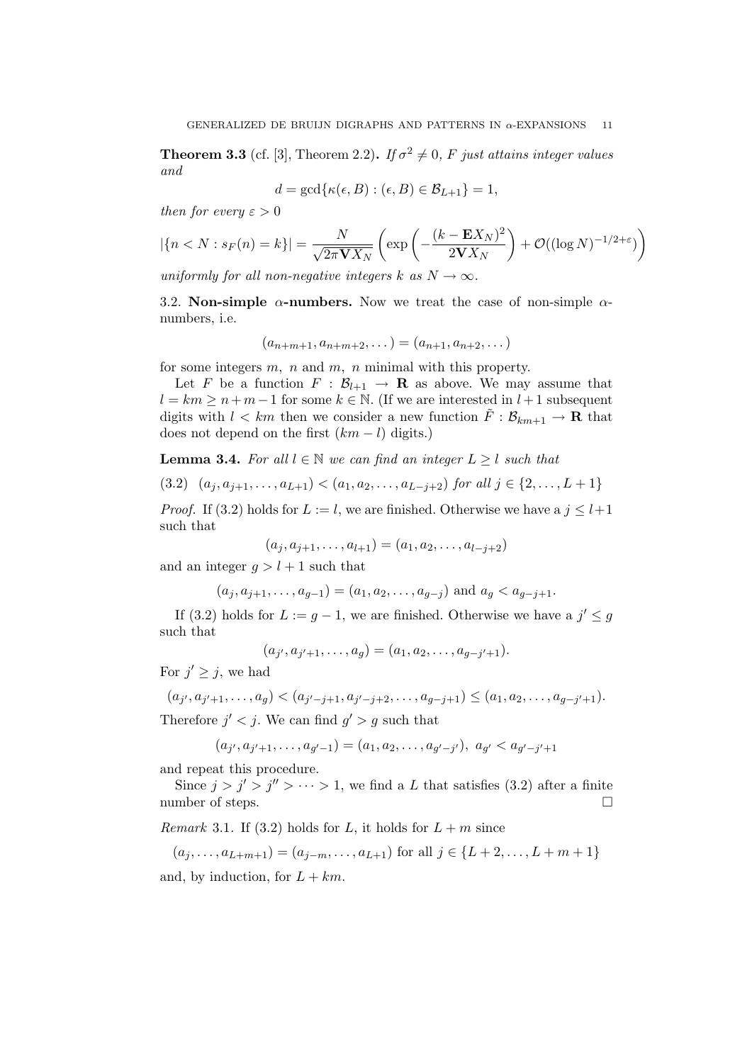**Theorem 3.3** (cf. [3], Theorem 2.2)**.** *If $\sigma^2 \neq 0$, $F$ just attains integer values and*

$$d = \gcd\{\kappa(\epsilon, B) : (\epsilon, B) \in \mathcal{B}_{L+1}\} = 1,$$

*then for every $\varepsilon > 0$*

$$|\{n < N : s_F(n) = k\}| = \frac{N}{\sqrt{2\pi \mathbf{V}X_N}} \left( \exp\left( -\frac{(k - \mathbf{E}X_N)^2}{2\mathbf{V}X_N} \right) + \mathcal{O}((\log N)^{-1/2+\varepsilon}) \right)$$

*uniformly for all non-negative integers $k$ as $N \to \infty$.*

3.2. **Non-simple $\alpha$-numbers.** Now we treat the case of non-simple $\alpha$-numbers, i.e.

$$(a_{n+m+1}, a_{n+m+2}, \dots) = (a_{n+1}, a_{n+2}, \dots)$$

for some integers $m$, $n$ and $m$, $n$ minimal with this property.

Let $F$ be a function $F : \mathcal{B}_{l+1} \to \mathbf{R}$ as above. We may assume that $l = km \geq n + m - 1$ for some $k \in \mathbb{N}$. (If we are interested in $l+1$ subsequent digits with $l < km$ then we consider a new function $\tilde{F} : \mathcal{B}_{km+1} \to \mathbf{R}$ that does not depend on the first $(km - l)$ digits.)

**Lemma 3.4.** *For all $l \in \mathbb{N}$ we can find an integer $L \geq l$ such that*

$$(a_j, a_{j+1}, \dots, a_{L+1}) < (a_1, a_2, \dots, a_{L-j+2}) \text{ for all } j \in \{2, \dots, L+1\} \tag{3.2}$$

*Proof.* If (3.2) holds for $L := l$, we are finished. Otherwise we have a $j \leq l+1$ such that

$$(a_j, a_{j+1}, \dots, a_{l+1}) = (a_1, a_2, \dots, a_{l-j+2})$$

and an integer $g > l + 1$ such that

$$(a_j, a_{j+1}, \dots, a_{g-1}) = (a_1, a_2, \dots, a_{g-j}) \text{ and } a_g < a_{g-j+1}.$$

If (3.2) holds for $L := g - 1$, we are finished. Otherwise we have a $j' \leq g$ such that

$$(a_{j'}, a_{j'+1}, \dots, a_g) = (a_1, a_2, \dots, a_{g-j'+1}).$$

For $j' \geq j$, we had

$$(a_{j'}, a_{j'+1}, \dots, a_g) < (a_{j'-j+1}, a_{j'-j+2}, \dots, a_{g-j+1}) \leq (a_1, a_2, \dots, a_{g-j'+1}).$$

Therefore $j' < j$. We can find $g' > g$ such that

$$(a_{j'}, a_{j'+1}, \dots, a_{g'-1}) = (a_1, a_2, \dots, a_{g'-j'}),\ a_{g'} < a_{g'-j'+1}$$

and repeat this procedure.

Since $j > j' > j'' > \cdots > 1$, we find a $L$ that satisfies (3.2) after a finite number of steps. $\square$

*Remark* 3.1. If (3.2) holds for $L$, it holds for $L + m$ since

$$(a_j, \dots, a_{L+m+1}) = (a_{j-m}, \dots, a_{L+1}) \text{ for all } j \in \{L+2, \dots, L+m+1\}$$

and, by induction, for $L + km$.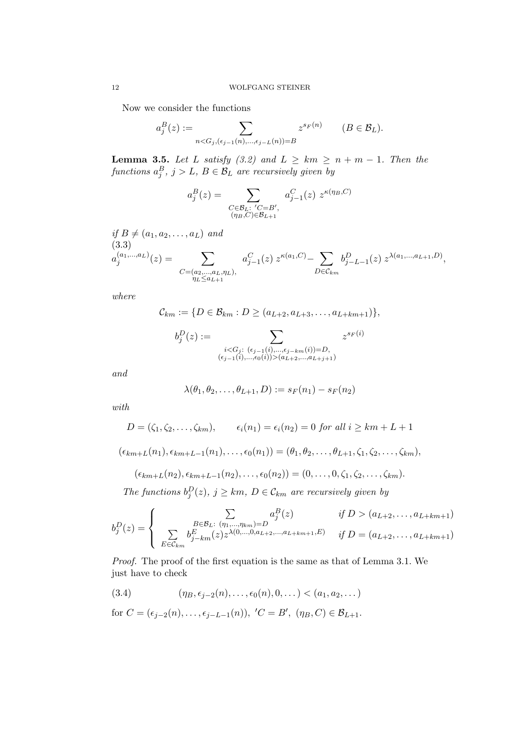Now we consider the functions

$$a_j^B(z) := \sum_{n<G_j,(\epsilon_{j-1}(n),\dots,\epsilon_{j-L}(n))=B} z^{s_F(n)} \qquad (B \in \mathcal{B}_L).$$

**Lemma 3.5.** *Let $L$ satisfy (3.2) and $L \geq km \geq n+m-1$. Then the functions $a_j^B$, $j > L$, $B \in \mathcal{B}_L$ are recursively given by*

$$a_j^B(z) = \sum_{\substack{C\in\mathcal{B}_L:\ 'C=B',\\ (\eta_B,C)\in\mathcal{B}_{L+1}}} a_{j-1}^C(z)\ z^{\kappa(\eta_B,C)}$$

*if $B \neq (a_1, a_2, \dots, a_L)$ and*

$$a_j^{(a_1,\dots,a_L)}(z) = \sum_{\substack{C=(a_2,\dots,a_L,\eta_L),\\ \eta_L\leq a_{L+1}}} a_{j-1}^C(z)\ z^{\kappa(a_1,C)} - \sum_{D\in\mathcal{C}_{km}} b_{j-L-1}^D(z)\ z^{\lambda(a_1,\dots,a_{L+1},D)}, \tag{3.3}$$

*where*

$$\mathcal{C}_{km} := \{D \in \mathcal{B}_{km} : D \geq (a_{L+2}, a_{L+3}, \dots, a_{L+km+1})\},$$

$$b_j^D(z) := \sum_{\substack{i<G_j:\ (\epsilon_{j-1}(i),\dots,\epsilon_{j-km}(i))=D,\\ (\epsilon_{j-1}(i),\dots,\epsilon_0(i))>(a_{L+2},\dots,a_{L+j+1})}} z^{s_F(i)}$$

*and*

$$\lambda(\theta_1, \theta_2, \dots, \theta_{L+1}, D) := s_F(n_1) - s_F(n_2)$$

*with*

$$D = (\zeta_1, \zeta_2, \dots, \zeta_{km}), \qquad \epsilon_i(n_1) = \epsilon_i(n_2) = 0 \text{ for all } i \geq km + L + 1$$

$$(\epsilon_{km+L}(n_1), \epsilon_{km+L-1}(n_1), \dots, \epsilon_0(n_1)) = (\theta_1, \theta_2, \dots, \theta_{L+1}, \zeta_1, \zeta_2, \dots, \zeta_{km}),$$

$$(\epsilon_{km+L}(n_2), \epsilon_{km+L-1}(n_2), \dots, \epsilon_0(n_2)) = (0, \dots, 0, \zeta_1, \zeta_2, \dots, \zeta_{km}).$$

*The functions $b_j^D(z)$, $j \geq km$, $D \in \mathcal{C}_{km}$ are recursively given by*

$$b_j^D(z) = \begin{cases} \sum\limits_{B\in\mathcal{B}_L:\ (\eta_1,\dots,\eta_{km})=D} a_j^B(z) & \text{if } D > (a_{L+2}, \dots, a_{L+km+1}) \\ \sum\limits_{E\in\mathcal{C}_{km}} b_{j-km}^E(z) z^{\lambda(0,\dots,0,a_{L+2},\dots,a_{L+km+1},E)} & \text{if } D = (a_{L+2}, \dots, a_{L+km+1}) \end{cases}$$

*Proof.* The proof of the first equation is the same as that of Lemma 3.1. We just have to check

$$(\eta_B, \epsilon_{j-2}(n), \dots, \epsilon_0(n), 0, \dots) < (a_1, a_2, \dots) \tag{3.4}$$

for $C = (\epsilon_{j-2}(n), \dots, \epsilon_{j-L-1}(n))$, $'C = B'$, $(\eta_B, C) \in \mathcal{B}_{L+1}$.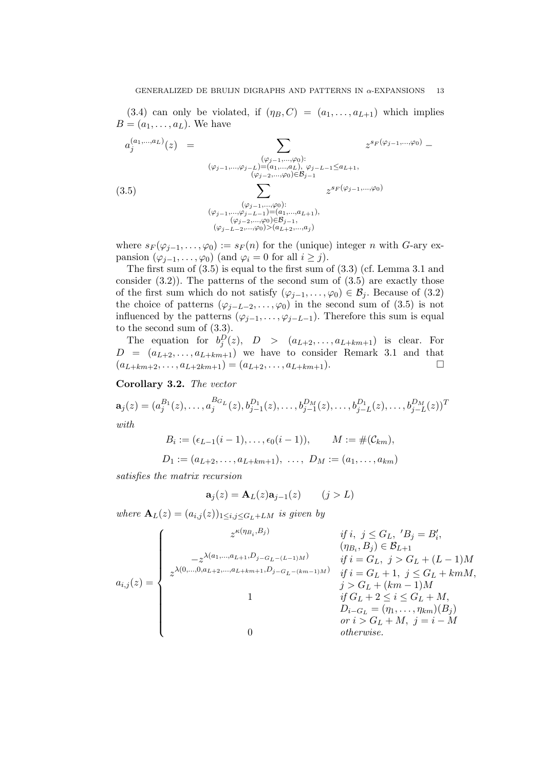(3.4) can only be violated, if $(\eta_B, C) = (a_1, \ldots, a_{L+1})$ which implies $B = (a_1, \ldots, a_L)$. We have

$$
\begin{aligned}
a_j^{(a_1,\ldots,a_L)}(z) \quad = \quad & \sum_{\substack{(\varphi_{j-1},\ldots,\varphi_0):\\ (\varphi_{j-1},\ldots,\varphi_{j-L})=(a_1,\ldots,a_L),\ \varphi_{j-L-1}\le a_{L+1},\\ (\varphi_{j-2},\ldots,\varphi_0)\in\mathcal{B}_{j-1}}} z^{s_F(\varphi_{j-1},\ldots,\varphi_0)} - \\
& \sum_{\substack{(\varphi_{j-1},\ldots,\varphi_0):\\ (\varphi_{j-1},\ldots,\varphi_{j-L-1})=(a_1,\ldots,a_{L+1}),\\ (\varphi_{j-2},\ldots,\varphi_0)\in\mathcal{B}_{j-1},\\ (\varphi_{j-L-2},\ldots,\varphi_0)>(a_{L+2},\ldots,a_j)}} z^{s_F(\varphi_{j-1},\ldots,\varphi_0)} \qquad (3.5)
\end{aligned}
$$

where $s_F(\varphi_{j-1}, \ldots, \varphi_0) := s_F(n)$ for the (unique) integer $n$ with $G$-ary expansion $(\varphi_{j-1}, \ldots, \varphi_0)$ (and $\varphi_i = 0$ for all $i \geq j$).

The first sum of (3.5) is equal to the first sum of (3.3) (cf. Lemma 3.1 and consider (3.2)). The patterns of the second sum of (3.5) are exactly those of the first sum which do not satisfy $(\varphi_{j-1}, \ldots, \varphi_0) \in \mathcal{B}_j$. Because of (3.2) the choice of patterns $(\varphi_{j-L-2}, \ldots, \varphi_0)$ in the second sum of (3.5) is not influenced by the patterns $(\varphi_{j-1}, \ldots, \varphi_{j-L-1})$. Therefore this sum is equal to the second sum of (3.3).

The equation for $b_j^D(z)$, $D > (a_{L+2}, \ldots, a_{L+km+1})$ is clear. For $D = (a_{L+2}, \ldots, a_{L+km+1})$ we have to consider Remark 3.1 and that $(a_{L+km+2}, \ldots, a_{L+2km+1}) = (a_{L+2}, \ldots, a_{L+km+1})$. □

**Corollary 3.2.** *The vector*

$$\mathbf{a}_j(z) = (a_j^{B_1}(z), \ldots, a_j^{B_{G_L}}(z), b_{j-1}^{D_1}(z), \ldots, b_{j-1}^{D_M}(z), \ldots, b_{j-L}^{D_1}(z), \ldots, b_{j-L}^{D_M}(z))^T$$

*with*

$$B_i := (\epsilon_{L-1}(i-1), \ldots, \epsilon_0(i-1)), \qquad M := \#(\mathcal{C}_{km}),$$

$$D_1 := (a_{L+2}, \ldots, a_{L+km+1}),\ \ldots,\ D_M := (a_1, \ldots, a_{km})$$

*satisfies the matrix recursion*

$$\mathbf{a}_j(z) = \mathbf{A}_L(z)\mathbf{a}_{j-1}(z) \qquad (j > L)$$

*where $\mathbf{A}_L(z) = (a_{i,j}(z))_{1 \leq i,j \leq G_L + LM}$ is given by*

$$
a_{i,j}(z) = \begin{cases}
z^{\kappa(\eta_{B_i}, B_j)} & \text{if } i,\ j \leq G_L,\ 'B_j = B_i', \\
& (\eta_{B_i}, B_j) \in \mathcal{B}_{L+1} \\
-z^{\lambda(a_1,\ldots,a_{L+1},D_{j-G_L-(L-1)M})} & \text{if } i = G_L,\ j > G_L + (L-1)M \\
z^{\lambda(0,\ldots,0,a_{L+2},\ldots,a_{L+km+1},D_{j-G_L-(km-1)M})} & \text{if } i = G_L + 1,\ j \leq G_L + kmM, \\
& j > G_L + (km-1)M \\
1 & \text{if } G_L + 2 \leq i \leq G_L + M, \\
& D_{i-G_L} = (\eta_1, \ldots, \eta_{km})(B_j) \\
& \text{or } i > G_L + M,\ j = i - M \\
0 & \text{otherwise.}
\end{cases}
$$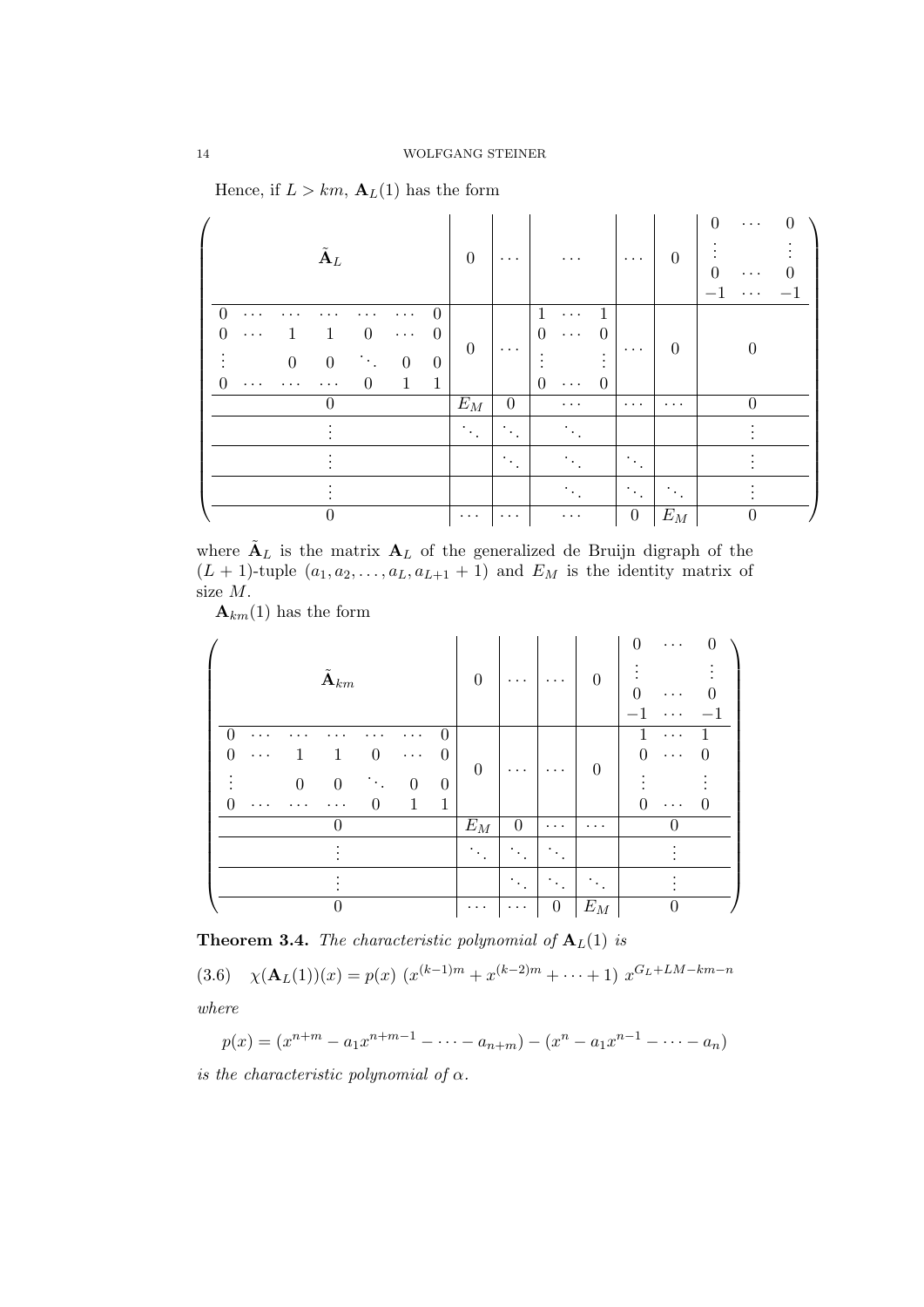Hence, if $L > km$, $\mathbf{A}_L(1)$ has the form

$$
\left(\begin{array}{c|c|c|c|c|c|c}
\tilde{\mathbf{A}}_L & 0 & \cdots & \cdots & \cdots & 0 & \begin{matrix} 0 & \cdots & 0 \\ \vdots & & \vdots \\ 0 & \cdots & 0 \\ -1 & \cdots & -1 \end{matrix} \\
\hline
\begin{matrix} 0 & \cdots & \cdots & \cdots & \cdots & \cdots & 0 \\ 0 & \cdots & 1 & 1 & 0 & \cdots & 0 \\ \vdots & & 0 & 0 & \ddots & 0 & 0 \\ 0 & \cdots & \cdots & \cdots & 0 & 1 & 1 \end{matrix} & 0 & \cdots & \begin{matrix} 1 & \cdots & 1 \\ 0 & \cdots & 0 \\ \vdots & & \vdots \\ 0 & \cdots & 0 \end{matrix} & \cdots & 0 & 0 \\
\hline
0 & E_M & 0 & \cdots & \cdots & \cdots & 0 \\
\hline
\vdots & \ddots & \ddots & \ddots & & & \vdots \\
\hline
\vdots & & \ddots & \ddots & \ddots & & \vdots \\
\hline
\vdots & & & \ddots & \ddots & \ddots & \vdots \\
\hline
0 & \cdots & \cdots & \cdots & 0 & E_M & 0
\end{array}\right)
$$

where $\tilde{\mathbf{A}}_L$ is the matrix $\mathbf{A}_L$ of the generalized de Bruijn digraph of the $(L+1)$-tuple $(a_1, a_2, \ldots, a_L, a_{L+1}+1)$ and $E_M$ is the identity matrix of size $M$.

$\mathbf{A}_{km}(1)$ has the form

$$
\left(\begin{array}{c|c|c|c|c|c}
\tilde{\mathbf{A}}_{km} & 0 & \cdots & \cdots & 0 & \begin{matrix} 0 & \cdots & 0 \\ \vdots & & \vdots \\ 0 & \cdots & 0 \\ -1 & \cdots & -1 \end{matrix} \\
\hline
\begin{matrix} 0 & \cdots & \cdots & \cdots & \cdots & \cdots & 0 \\ 0 & \cdots & 1 & 1 & 0 & \cdots & 0 \\ \vdots & & 0 & 0 & \ddots & 0 & 0 \\ 0 & \cdots & \cdots & \cdots & 0 & 1 & 1 \end{matrix} & 0 & \cdots & \cdots & 0 & \begin{matrix} 1 & \cdots & 1 \\ 0 & \cdots & 0 \\ \vdots & & \vdots \\ 0 & \cdots & 0 \end{matrix} \\
\hline
0 & E_M & 0 & \cdots & \cdots & 0 \\
\hline
\vdots & \ddots & \ddots & \ddots & & \vdots \\
\hline
\vdots & & \ddots & \ddots & \ddots & \vdots \\
\hline
0 & \cdots & \cdots & 0 & E_M & 0
\end{array}\right)
$$

**Theorem 3.4.** *The characteristic polynomial of $\mathbf{A}_L(1)$ is*

$$\chi(\mathbf{A}_L(1))(x) = p(x)\ \left(x^{(k-1)m} + x^{(k-2)m} + \cdots + 1\right)\ x^{G_L + LM - km - n} \tag{3.6}$$

*where*

$$p(x) = (x^{n+m} - a_1 x^{n+m-1} - \cdots - a_{n+m}) - (x^n - a_1 x^{n-1} - \cdots - a_n)$$

*is the characteristic polynomial of $\alpha$.*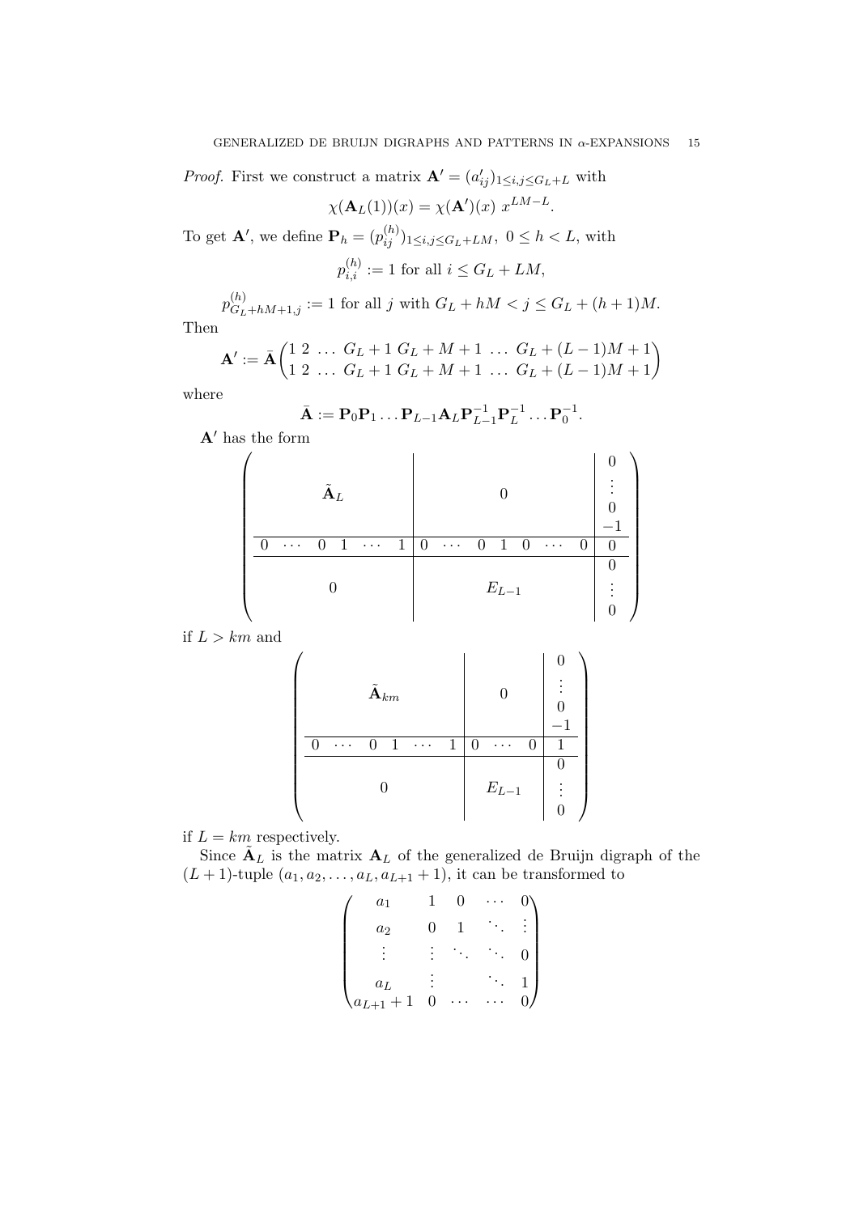*Proof.* First we construct a matrix $\mathbf{A}' = (a'_{ij})_{1 \le i,j \le G_L+L}$ with

$$\chi(\mathbf{A}_L(1))(x) = \chi(\mathbf{A}')(x)\ x^{LM-L}.$$

To get $\mathbf{A}'$, we define $\mathbf{P}_h = (p_{ij}^{(h)})_{1 \le i,j \le G_L+LM},\ 0 \le h < L$, with

$$p_{i,i}^{(h)} := 1 \text{ for all } i \le G_L + LM,$$

$$p_{G_L+hM+1,j}^{(h)} := 1 \text{ for all } j \text{ with } G_L + hM < j \le G_L + (h+1)M.$$

Then

$$\mathbf{A}' := \bar{\mathbf{A}} \begin{pmatrix} 1 & 2 & \dots & G_L+1 & G_L+M+1 & \dots & G_L+(L-1)M+1 \\ 1 & 2 & \dots & G_L+1 & G_L+M+1 & \dots & G_L+(L-1)M+1 \end{pmatrix}$$

where

$$\bar{\mathbf{A}} := \mathbf{P}_0 \mathbf{P}_1 \dots \mathbf{P}_{L-1} \mathbf{A}_L \mathbf{P}_{L-1}^{-1} \mathbf{P}_L^{-1} \dots \mathbf{P}_0^{-1}.$$

$\mathbf{A}'$ has the form

$$\left(\begin{array}{ccc|ccc|c} & & & & & & 0 \\ & \tilde{\mathbf{A}}_L & & & 0 & & \vdots \\ & & & & & & 0 \\ & & & & & & -1 \\ \hline 0 \ \cdots \ 0 & 1 & \cdots \ 1 & 0 \ \cdots \ 0 & 1 & 0 \ \cdots \ 0 & 0 \\ \hline & & & & & & 0 \\ & 0 & & & E_{L-1} & & \vdots \\ & & & & & & 0 \end{array}\right)$$

if $L > km$ and

$$\left(\begin{array}{ccc|c|c} & & & & 0 \\ & \tilde{\mathbf{A}}_{km} & & 0 & \vdots \\ & & & & 0 \\ & & & & -1 \\ \hline 0 \ \cdots \ 0 & 1 & \cdots \ 1 & 0 \ \cdots \ 0 & 1 \\ \hline & & & & 0 \\ & 0 & & E_{L-1} & \vdots \\ & & & & 0 \end{array}\right)$$

if $L = km$ respectively.

Since $\tilde{\mathbf{A}}_L$ is the matrix $\mathbf{A}_L$ of the generalized de Bruijn digraph of the $(L+1)$-tuple $(a_1, a_2, \dots, a_L, a_{L+1}+1)$, it can be transformed to

$$\begin{pmatrix} a_1 & 1 & 0 & \cdots & 0 \\ a_2 & 0 & 1 & \ddots & \vdots \\ \vdots & \vdots & \ddots & \ddots & 0 \\ a_L & \vdots & & \ddots & 1 \\ a_{L+1}+1 & 0 & \cdots & \cdots & 0 \end{pmatrix}$$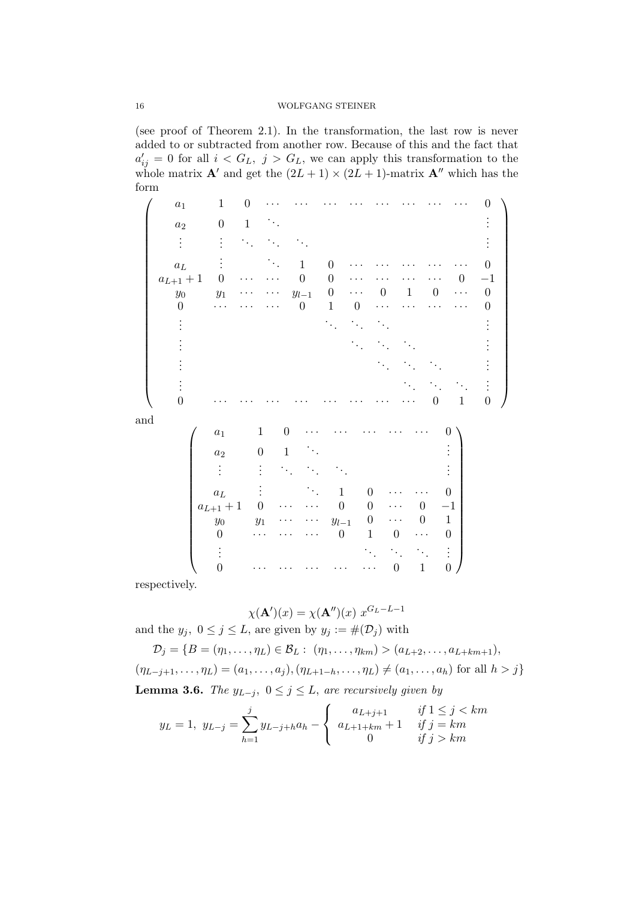(see proof of Theorem 2.1). In the transformation, the last row is never added to or subtracted from another row. Because of this and the fact that $a'_{ij} = 0$ for all $i < G_L,\ j > G_L$, we can apply this transformation to the whole matrix $\mathbf{A}'$ and get the $(2L+1) \times (2L+1)$-matrix $\mathbf{A}''$ which has the form

$$
\begin{pmatrix}
a_1 & 1 & 0 & \cdots & \cdots & \cdots & \cdots & \cdots & \cdots & \cdots & \cdots & 0 \\
a_2 & 0 & 1 & \ddots & & & & & & & & \vdots \\
\vdots & \vdots & \ddots & \ddots & \ddots & & & & & & & \vdots \\
a_L & \vdots & & \ddots & 1 & 0 & \cdots & \cdots & \cdots & \cdots & \cdots & 0 \\
a_{L+1}+1 & 0 & \cdots & \cdots & 0 & 0 & \cdots & \cdots & \cdots & \cdots & 0 & -1 \\
y_0 & y_1 & \cdots & \cdots & y_{l-1} & 0 & \cdots & 0 & 1 & 0 & \cdots & 0 \\
0 & \cdots & \cdots & \cdots & 0 & 1 & 0 & \cdots & \cdots & \cdots & \cdots & 0 \\
\vdots & & & & & \ddots & \ddots & \ddots & & & & \vdots \\
\vdots & & & & & & \ddots & \ddots & \ddots & & & \vdots \\
\vdots & & & & & & & \ddots & \ddots & \ddots & & \vdots \\
\vdots & & & & & & & & \ddots & \ddots & \ddots & \vdots \\
0 & \cdots & \cdots & \cdots & \cdots & \cdots & \cdots & \cdots & \cdots & 0 & 1 & 0
\end{pmatrix}
$$

and

$$
\begin{pmatrix}
a_1 & 1 & 0 & \cdots & \cdots & \cdots & \cdots & \cdots & 0 \\
a_2 & 0 & 1 & \ddots & & & & & \vdots \\
\vdots & \vdots & \ddots & \ddots & \ddots & & & & \vdots \\
a_L & \vdots & & \ddots & 1 & 0 & \cdots & \cdots & 0 \\
a_{L+1}+1 & 0 & \cdots & \cdots & 0 & 0 & \cdots & 0 & -1 \\
y_0 & y_1 & \cdots & \cdots & y_{l-1} & 0 & \cdots & 0 & 1 \\
0 & \cdots & \cdots & \cdots & 0 & 1 & 0 & \cdots & 0 \\
\vdots & & & & & \ddots & \ddots & \ddots & \vdots \\
0 & \cdots & \cdots & \cdots & \cdots & \cdots & 0 & 1 & 0
\end{pmatrix}
$$

respectively.

$$\chi(\mathbf{A}')(x) = \chi(\mathbf{A}'')(x)\ x^{G_L - L - 1}$$

and the $y_j,\ 0 \le j \le L$, are given by $y_j := \#(\mathcal{D}_j)$ with

$$\mathcal{D}_j = \{B = (\eta_1, \dots, \eta_L) \in \mathcal{B}_L :\ (\eta_1, \dots, \eta_{km}) > (a_{L+2}, \dots, a_{L+km+1}),$$
$$(\eta_{L-j+1}, \dots, \eta_L) = (a_1, \dots, a_j), (\eta_{L+1-h}, \dots, \eta_L) \ne (a_1, \dots, a_h) \text{ for all } h > j\}$$

**Lemma 3.6.** *The $y_{L-j},\ 0 \le j \le L$, are recursively given by*

$$y_L = 1,\ y_{L-j} = \sum_{h=1}^{j} y_{L-j+h} a_h - \begin{cases} a_{L+j+1} & \text{if } 1 \le j < km \\ a_{L+1+km}+1 & \text{if } j = km \\ 0 & \text{if } j > km \end{cases}$$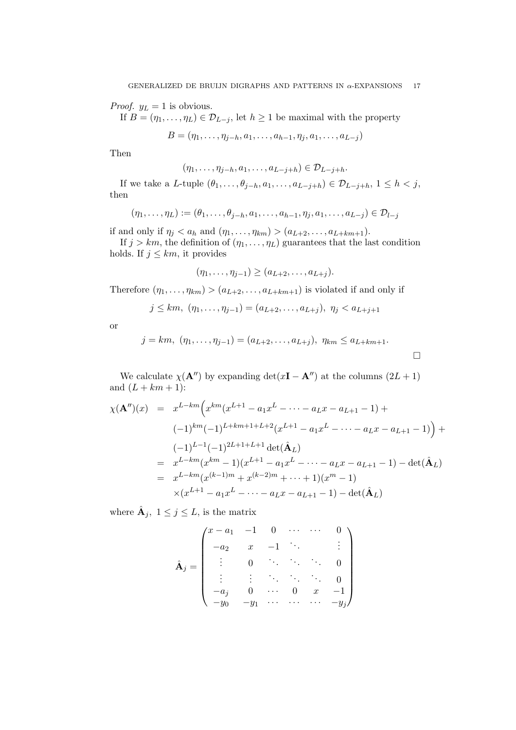*Proof.* $y_L = 1$ is obvious.

If $B = (\eta_1, \ldots, \eta_L) \in \mathcal{D}_{L-j}$, let $h \geq 1$ be maximal with the property

$$B = (\eta_1, \ldots, \eta_{j-h}, a_1, \ldots, a_{h-1}, \eta_j, a_1, \ldots, a_{L-j})$$

Then

$$(\eta_1, \ldots, \eta_{j-h}, a_1, \ldots, a_{L-j+h}) \in \mathcal{D}_{L-j+h}.$$

If we take a $L$-tuple $(\theta_1, \ldots, \theta_{j-h}, a_1, \ldots, a_{L-j+h}) \in \mathcal{D}_{L-j+h}$, $1 \leq h < j$, then

$$(\eta_1, \ldots, \eta_L) := (\theta_1, \ldots, \theta_{j-h}, a_1, \ldots, a_{h-1}, \eta_j, a_1, \ldots, a_{L-j}) \in \mathcal{D}_{l-j}$$

if and only if $\eta_j < a_h$ and $(\eta_1, \ldots, \eta_{km}) > (a_{L+2}, \ldots, a_{L+km+1})$.

If $j > km$, the definition of $(\eta_1, \ldots, \eta_L)$ guarantees that the last condition holds. If $j \leq km$, it provides

$$(\eta_1, \ldots, \eta_{j-1}) \geq (a_{L+2}, \ldots, a_{L+j}).$$

Therefore $(\eta_1, \ldots, \eta_{km}) > (a_{L+2}, \ldots, a_{L+km+1})$ is violated if and only if

$$j \leq km,\ (\eta_1, \ldots, \eta_{j-1}) = (a_{L+2}, \ldots, a_{L+j}),\ \eta_j < a_{L+j+1}$$

or

$$j = km,\ (\eta_1, \ldots, \eta_{j-1}) = (a_{L+2}, \ldots, a_{L+j}),\ \eta_{km} \leq a_{L+km+1}.$$

$\square$

We calculate $\chi(\mathbf{A}'')$ by expanding $\det(x\mathbf{I} - \mathbf{A}'')$ at the columns $(2L+1)$ and $(L+km+1)$:

$$\begin{aligned}
\chi(\mathbf{A}'')(x) &= x^{L-km}\Big(x^{km}(x^{L+1} - a_1 x^L - \cdots - a_L x - a_{L+1} - 1) + \\
&\quad (-1)^{km}(-1)^{L+km+1+L+2}(x^{L+1} - a_1 x^L - \cdots - a_L x - a_{L+1} - 1)\Big) + \\
&\quad (-1)^{L-1}(-1)^{2L+1+L+1}\det(\hat{\mathbf{A}}_L) \\
&= x^{L-km}(x^{km} - 1)(x^{L+1} - a_1 x^L - \cdots - a_L x - a_{L+1} - 1) - \det(\hat{\mathbf{A}}_L) \\
&= x^{L-km}(x^{(k-1)m} + x^{(k-2)m} + \cdots + 1)(x^m - 1) \\
&\quad \times (x^{L+1} - a_1 x^L - \cdots - a_L x - a_{L+1} - 1) - \det(\hat{\mathbf{A}}_L)
\end{aligned}$$

where $\hat{\mathbf{A}}_j$, $1 \leq j \leq L$, is the matrix

$$\hat{\mathbf{A}}_j = \begin{pmatrix}
x - a_1 & -1 & 0 & \cdots & \cdots & 0 \\
-a_2 & x & -1 & \ddots & & \vdots \\
\vdots & 0 & \ddots & \ddots & \ddots & 0 \\
\vdots & \vdots & \ddots & \ddots & \ddots & 0 \\
-a_j & 0 & \cdots & 0 & x & -1 \\
-y_0 & -y_1 & \cdots & \cdots & \cdots & -y_j
\end{pmatrix}$$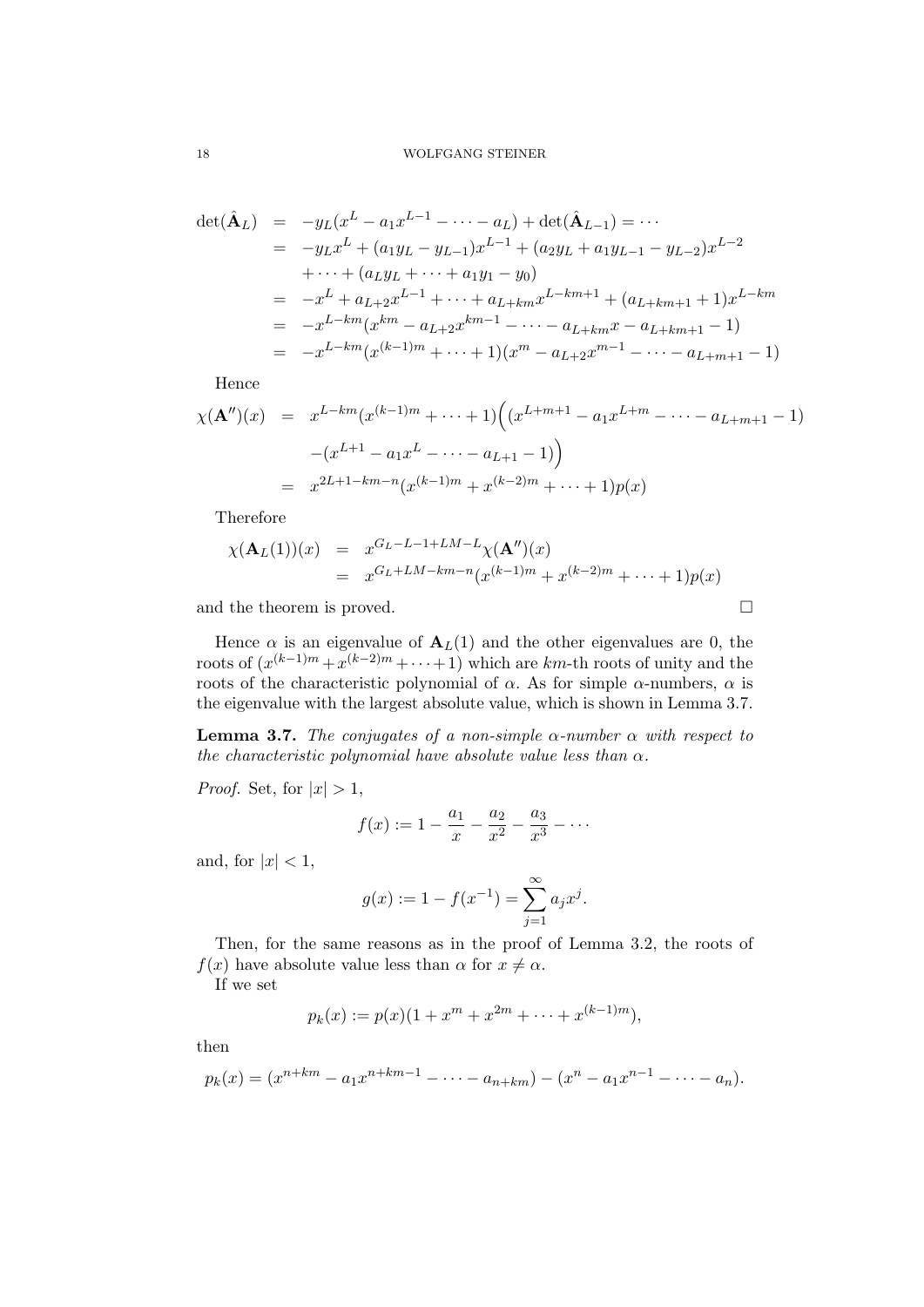$$
\begin{aligned}
\det(\hat{\mathbf{A}}_L) &= -y_L(x^L - a_1x^{L-1} - \cdots - a_L) + \det(\hat{\mathbf{A}}_{L-1}) = \cdots \\
&= -y_Lx^L + (a_1y_L - y_{L-1})x^{L-1} + (a_2y_L + a_1y_{L-1} - y_{L-2})x^{L-2} \\
&\quad + \cdots + (a_Ly_L + \cdots + a_1y_1 - y_0) \\
&= -x^L + a_{L+2}x^{L-1} + \cdots + a_{L+km}x^{L-km+1} + (a_{L+km+1}+1)x^{L-km} \\
&= -x^{L-km}(x^{km} - a_{L+2}x^{km-1} - \cdots - a_{L+km}x - a_{L+km+1} - 1) \\
&= -x^{L-km}(x^{(k-1)m} + \cdots + 1)(x^m - a_{L+2}x^{m-1} - \cdots - a_{L+m+1} - 1)
\end{aligned}
$$

Hence

$$
\begin{aligned}
\chi(\mathbf{A}'')(x) &= x^{L-km}(x^{(k-1)m} + \cdots + 1)\Big((x^{L+m+1} - a_1x^{L+m} - \cdots - a_{L+m+1} - 1) \\
&\quad -(x^{L+1} - a_1x^L - \cdots - a_{L+1} - 1)\Big) \\
&= x^{2L+1-km-n}(x^{(k-1)m} + x^{(k-2)m} + \cdots + 1)p(x)
\end{aligned}
$$

Therefore

$$
\begin{aligned}
\chi(\mathbf{A}_L(1))(x) &= x^{G_L-L-1+LM-L}\chi(\mathbf{A}'')(x) \\
&= x^{G_L+LM-km-n}(x^{(k-1)m} + x^{(k-2)m} + \cdots + 1)p(x)
\end{aligned}
$$

and the theorem is proved. $\square$

Hence $\alpha$ is an eigenvalue of $\mathbf{A}_L(1)$ and the other eigenvalues are 0, the roots of $(x^{(k-1)m} + x^{(k-2)m} + \cdots + 1)$ which are $km$-th roots of unity and the roots of the characteristic polynomial of $\alpha$. As for simple $\alpha$-numbers, $\alpha$ is the eigenvalue with the largest absolute value, which is shown in Lemma 3.7.

**Lemma 3.7.** *The conjugates of a non-simple $\alpha$-number $\alpha$ with respect to the characteristic polynomial have absolute value less than $\alpha$.*

*Proof.* Set, for $|x| > 1$,

$$
f(x) := 1 - \frac{a_1}{x} - \frac{a_2}{x^2} - \frac{a_3}{x^3} - \cdots
$$

and, for $|x| < 1$,

$$
g(x) := 1 - f(x^{-1}) = \sum_{j=1}^{\infty} a_j x^j.
$$

Then, for the same reasons as in the proof of Lemma 3.2, the roots of $f(x)$ have absolute value less than $\alpha$ for $x \neq \alpha$.

If we set

$$
p_k(x) := p(x)(1 + x^m + x^{2m} + \cdots + x^{(k-1)m}),
$$

then

$$
p_k(x) = (x^{n+km} - a_1x^{n+km-1} - \cdots - a_{n+km}) - (x^n - a_1x^{n-1} - \cdots - a_n).
$$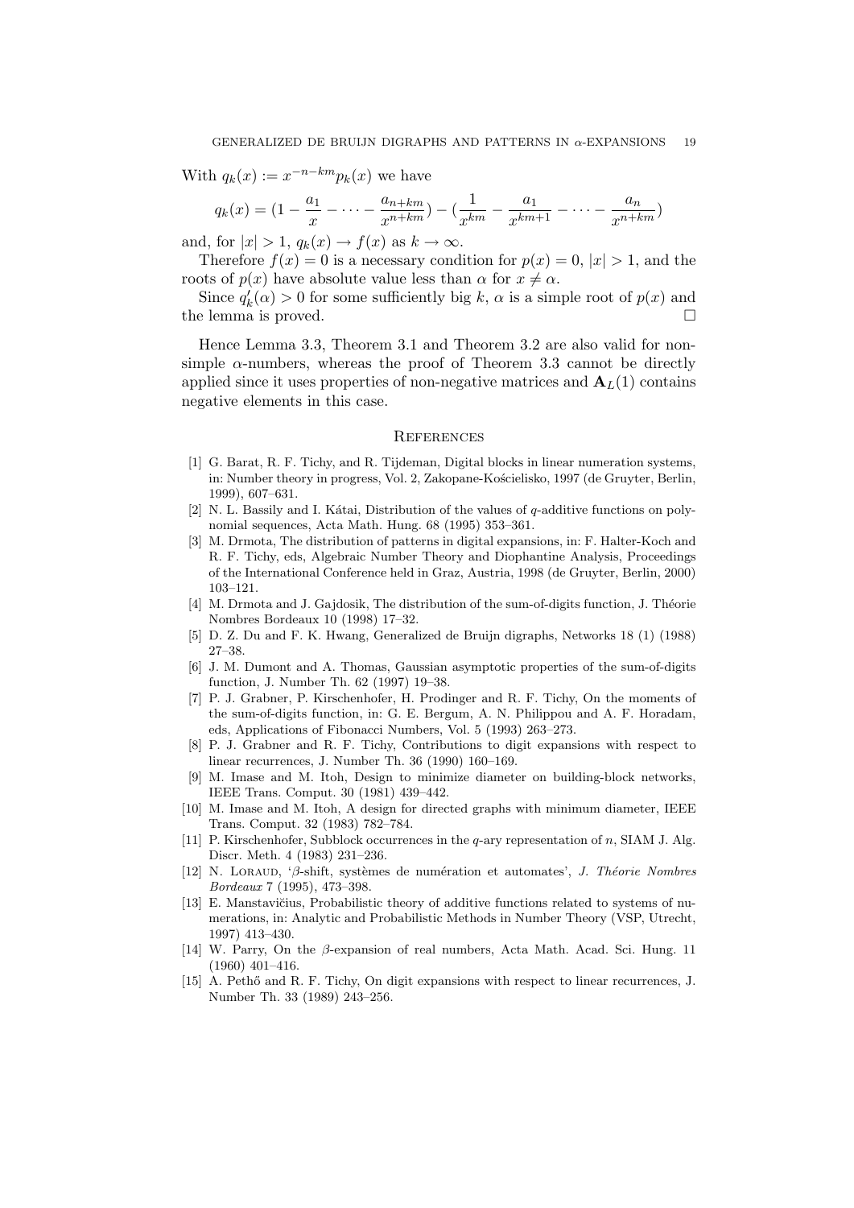With $q_k(x) := x^{-n-km} p_k(x)$ we have

$$q_k(x) = (1 - \frac{a_1}{x} - \cdots - \frac{a_{n+km}}{x^{n+km}}) - (\frac{1}{x^{km}} - \frac{a_1}{x^{km+1}} - \cdots - \frac{a_n}{x^{n+km}})$$

and, for $|x| > 1$, $q_k(x) \to f(x)$ as $k \to \infty$.

Therefore $f(x) = 0$ is a necessary condition for $p(x) = 0$, $|x| > 1$, and the roots of $p(x)$ have absolute value less than $\alpha$ for $x \neq \alpha$.

Since $q_k'(\alpha) > 0$ for some sufficiently big $k$, $\alpha$ is a simple root of $p(x)$ and the lemma is proved. $\square$

Hence Lemma 3.3, Theorem 3.1 and Theorem 3.2 are also valid for non-simple $\alpha$-numbers, whereas the proof of Theorem 3.3 cannot be directly applied since it uses properties of non-negative matrices and $\mathbf{A}_L(1)$ contains negative elements in this case.

## References

[1] G. Barat, R. F. Tichy, and R. Tijdeman, Digital blocks in linear numeration systems, in: Number theory in progress, Vol. 2, Zakopane-Kościelisko, 1997 (de Gruyter, Berlin, 1999), 607–631.

[2] N. L. Bassily and I. Kátai, Distribution of the values of $q$-additive functions on polynomial sequences, Acta Math. Hung. 68 (1995) 353–361.

[3] M. Drmota, The distribution of patterns in digital expansions, in: F. Halter-Koch and R. F. Tichy, eds, Algebraic Number Theory and Diophantine Analysis, Proceedings of the International Conference held in Graz, Austria, 1998 (de Gruyter, Berlin, 2000) 103–121.

[4] M. Drmota and J. Gajdosik, The distribution of the sum-of-digits function, J. Théorie Nombres Bordeaux 10 (1998) 17–32.

[5] D. Z. Du and F. K. Hwang, Generalized de Bruijn digraphs, Networks 18 (1) (1988) 27–38.

[6] J. M. Dumont and A. Thomas, Gaussian asymptotic properties of the sum-of-digits function, J. Number Th. 62 (1997) 19–38.

[7] P. J. Grabner, P. Kirschenhofer, H. Prodinger and R. F. Tichy, On the moments of the sum-of-digits function, in: G. E. Bergum, A. N. Philippou and A. F. Horadam, eds, Applications of Fibonacci Numbers, Vol. 5 (1993) 263–273.

[8] P. J. Grabner and R. F. Tichy, Contributions to digit expansions with respect to linear recurrences, J. Number Th. 36 (1990) 160–169.

[9] M. Imase and M. Itoh, Design to minimize diameter on building-block networks, IEEE Trans. Comput. 30 (1981) 439–442.

[10] M. Imase and M. Itoh, A design for directed graphs with minimum diameter, IEEE Trans. Comput. 32 (1983) 782–784.

[11] P. Kirschenhofer, Subblock occurrences in the $q$-ary representation of $n$, SIAM J. Alg. Discr. Meth. 4 (1983) 231–236.

[12] N. Loraud, '$\beta$-shift, systèmes de numération et automates', *J. Théorie Nombres Bordeaux* 7 (1995), 473–398.

[13] E. Manstavičius, Probabilistic theory of additive functions related to systems of numerations, in: Analytic and Probabilistic Methods in Number Theory (VSP, Utrecht, 1997) 413–430.

[14] W. Parry, On the $\beta$-expansion of real numbers, Acta Math. Acad. Sci. Hung. 11 (1960) 401–416.

[15] A. Pethő and R. F. Tichy, On digit expansions with respect to linear recurrences, J. Number Th. 33 (1989) 243–256.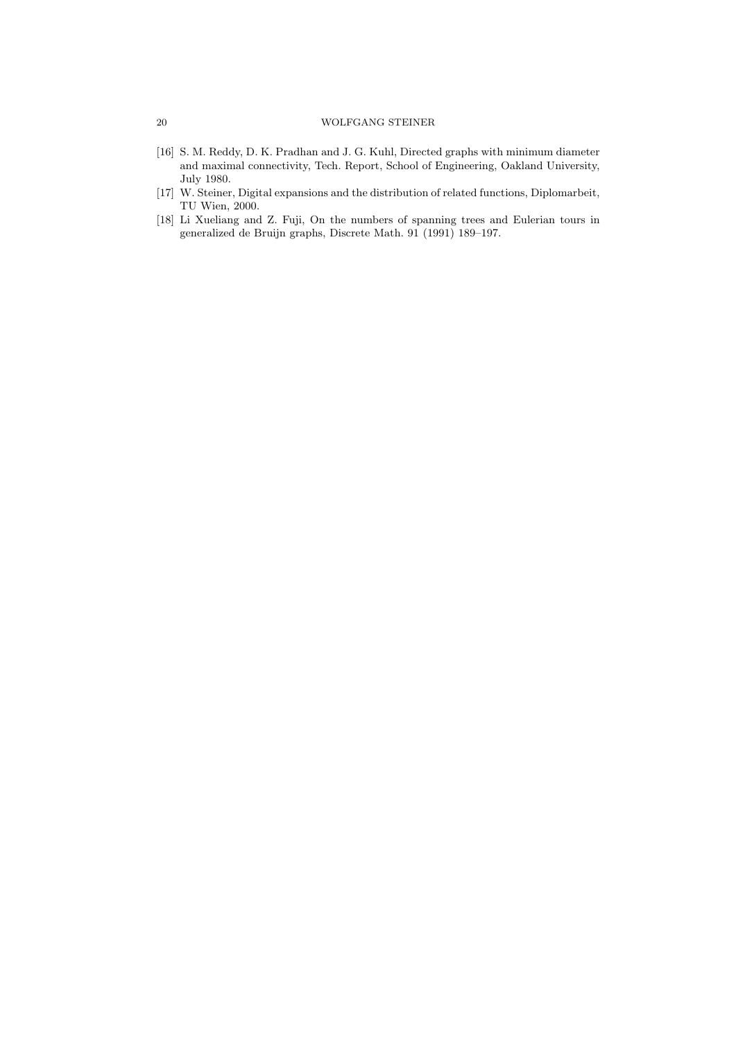[16] S. M. Reddy, D. K. Pradhan and J. G. Kuhl, Directed graphs with minimum diameter and maximal connectivity, Tech. Report, School of Engineering, Oakland University, July 1980.

[17] W. Steiner, Digital expansions and the distribution of related functions, Diplomarbeit, TU Wien, 2000.

[18] Li Xueliang and Z. Fuji, On the numbers of spanning trees and Eulerian tours in generalized de Bruijn graphs, Discrete Math. 91 (1991) 189–197.